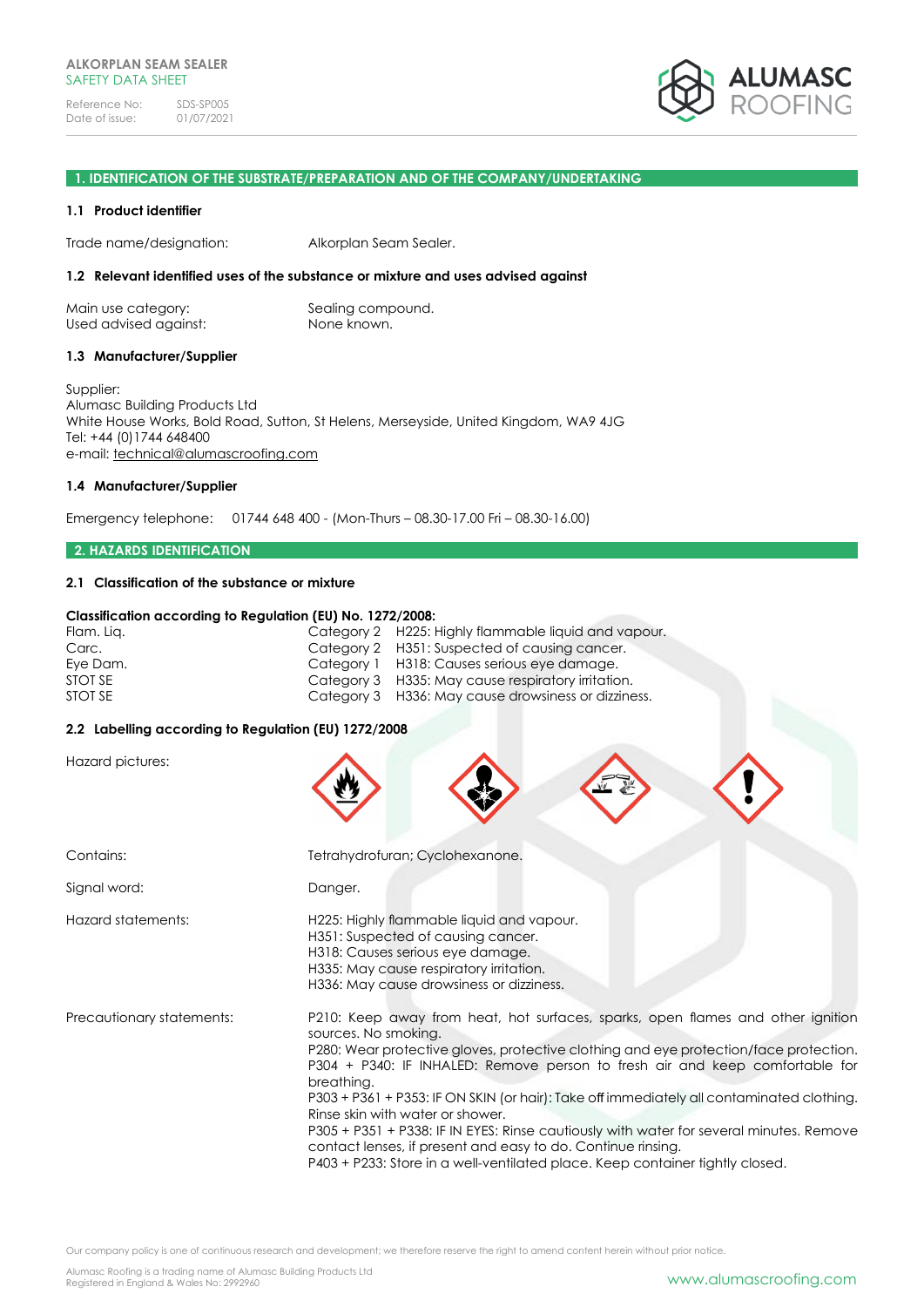ALKORPLAN SEAM SEALER
SAFETY DATA SHEET

Reference No: SDS-SP005
Date of issue: 01/07/2021

## 1. IDENTIFICATION OF THE SUBSTRATE/PREPARATION AND OF THE COMPANY/UNDERTAKING

### 1.1 Product identifier

Trade name/designation: Alkorplan Seam Sealer.

### 1.2 Relevant identified uses of the substance or mixture and uses advised against

Main use category: Sealing compound.
Used advised against: None known.

### 1.3 Manufacturer/Supplier

Supplier:
Alumasc Building Products Ltd
White House Works, Bold Road, Sutton, St Helens, Merseyside, United Kingdom, WA9 4JG
Tel: +44 (0)1744 648400
e-mail: technical@alumascroofing.com

### 1.4 Manufacturer/Supplier

Emergency telephone: 01744 648 400 - (Mon-Thurs – 08.30-17.00 Fri – 08.30-16.00)

## 2. HAZARDS IDENTIFICATION

### 2.1 Classification of the substance or mixture

**Classification according to Regulation (EU) No. 1272/2008:**

| | | |
|---|---|---|
| Flam. Liq. | Category 2 | H225: Highly flammable liquid and vapour. |
| Carc. | Category 2 | H351: Suspected of causing cancer. |
| Eye Dam. | Category 1 | H318: Causes serious eye damage. |
| STOT SE | Category 3 | H335: May cause respiratory irritation. |
| STOT SE | Category 3 | H336: May cause drowsiness or dizziness. |

### 2.2 Labelling according to Regulation (EU) 1272/2008

Hazard pictures:

Contains: Tetrahydrofuran; Cyclohexanone.

Signal word: Danger.

Hazard statements:
H225: Highly flammable liquid and vapour.
H351: Suspected of causing cancer.
H318: Causes serious eye damage.
H335: May cause respiratory irritation.
H336: May cause drowsiness or dizziness.

Precautionary statements:
P210: Keep away from heat, hot surfaces, sparks, open flames and other ignition sources. No smoking.
P280: Wear protective gloves, protective clothing and eye protection/face protection.
P304 + P340: IF INHALED: Remove person to fresh air and keep comfortable for breathing.
P303 + P361 + P353: IF ON SKIN (or hair): Take off immediately all contaminated clothing. Rinse skin with water or shower.
P305 + P351 + P338: IF IN EYES: Rinse cautiously with water for several minutes. Remove contact lenses, if present and easy to do. Continue rinsing.
P403 + P233: Store in a well-ventilated place. Keep container tightly closed.

Our company policy is one of continuous research and development; we therefore reserve the right to amend content herein without prior notice.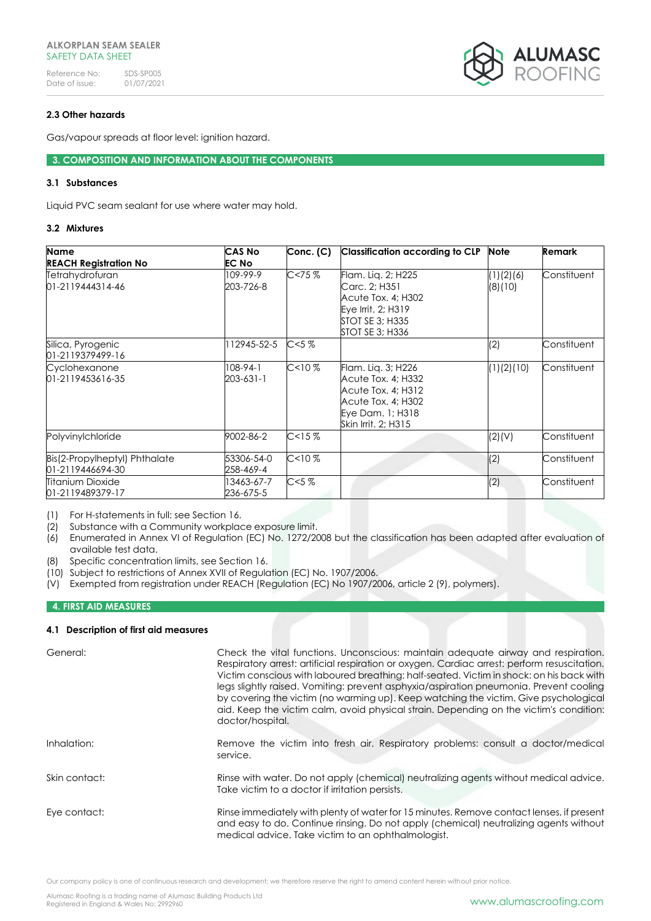### 2.3 Other hazards

Gas/vapour spreads at floor level: ignition hazard.

## 3. COMPOSITION AND INFORMATION ABOUT THE COMPONENTS

### 3.1 Substances

Liquid PVC seam sealant for use where water may hold.

### 3.2 Mixtures

| Name<br>REACH Registration No | CAS No<br>EC No | Conc. (C) | Classification according to CLP | Note | Remark |
|---|---|---|---|---|---|
| Tetrahydrofuran<br>01-2119444314-46 | 109-99-9<br>203-726-8 | C<75 % | Flam. Liq. 2; H225<br>Carc. 2; H351<br>Acute Tox. 4; H302<br>Eye Irrit. 2; H319<br>STOT SE 3; H335<br>STOT SE 3; H336 | (1)(2)(6)<br>(8)(10) | Constituent |
| Silica, Pyrogenic<br>01-2119379499-16 | 112945-52-5 | C<5 % | | (2) | Constituent |
| Cyclohexanone<br>01-2119453616-35 | 108-94-1<br>203-631-1 | C<10 % | Flam. Liq. 3; H226<br>Acute Tox. 4; H332<br>Acute Tox. 4; H312<br>Acute Tox. 4; H302<br>Eye Dam. 1; H318<br>Skin Irrit. 2; H315 | (1)(2)(10) | Constituent |
| Polyvinylchloride | 9002-86-2 | C<15 % | | (2)(V) | Constituent |
| Bis(2-Propylheptyl) Phthalate<br>01-2119446694-30 | 53306-54-0<br>258-469-4 | C<10 % | | (2) | Constituent |
| Titanium Dioxide<br>01-2119489379-17 | 13463-67-7<br>236-675-5 | C<5 % | | (2) | Constituent |

(1) For H-statements in full: see Section 16.
(2) Substance with a Community workplace exposure limit.
(6) Enumerated in Annex VI of Regulation (EC) No. 1272/2008 but the classification has been adapted after evaluation of available test data.
(8) Specific concentration limits, see Section 16.
(10) Subject to restrictions of Annex XVII of Regulation (EC) No. 1907/2006.
(V) Exempted from registration under REACH (Regulation (EC) No 1907/2006, article 2 (9), polymers).

## 4. FIRST AID MEASURES

### 4.1 Description of first aid measures

**General:** Check the vital functions. Unconscious: maintain adequate airway and respiration. Respiratory arrest: artificial respiration or oxygen. Cardiac arrest: perform resuscitation. Victim conscious with laboured breathing: half-seated. Victim in shock: on his back with legs slightly raised. Vomiting: prevent asphyxia/aspiration pneumonia. Prevent cooling by covering the victim (no warming up). Keep watching the victim. Give psychological aid. Keep the victim calm, avoid physical strain. Depending on the victim's condition: doctor/hospital.

**Inhalation:** Remove the victim into fresh air. Respiratory problems: consult a doctor/medical service.

**Skin contact:** Rinse with water. Do not apply (chemical) neutralizing agents without medical advice. Take victim to a doctor if irritation persists.

**Eye contact:** Rinse immediately with plenty of water for 15 minutes. Remove contact lenses, if present and easy to do. Continue rinsing. Do not apply (chemical) neutralizing agents without medical advice. Take victim to an ophthalmologist.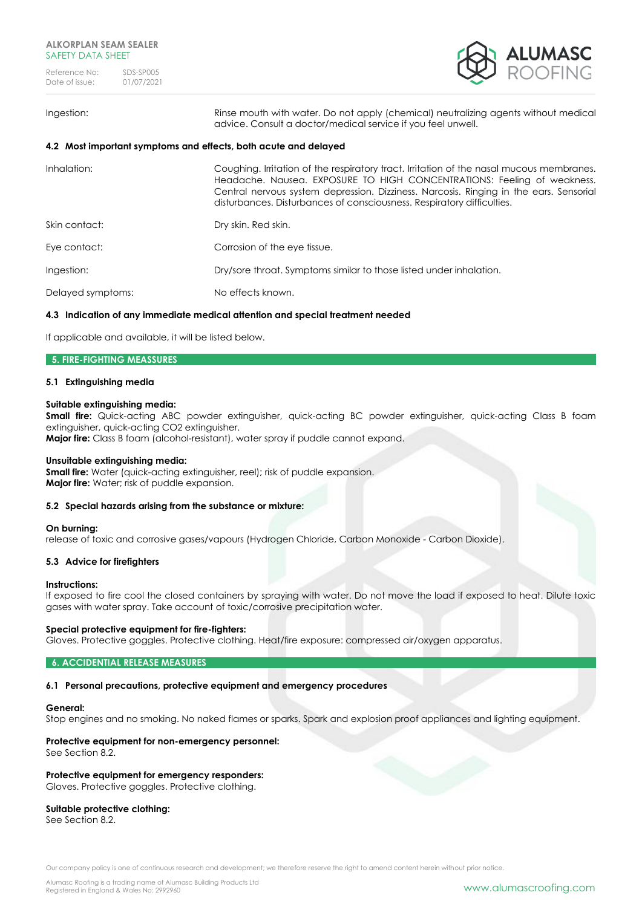| | |
|---|---|
| Ingestion: | Rinse mouth with water. Do not apply (chemical) neutralizing agents without medical advice. Consult a doctor/medical service if you feel unwell. |

**4.2 Most important symptoms and effects, both acute and delayed**

| | |
|---|---|
| Inhalation: | Coughing. Irritation of the respiratory tract. Irritation of the nasal mucous membranes. Headache. Nausea. EXPOSURE TO HIGH CONCENTRATIONS: Feeling of weakness. Central nervous system depression. Dizziness. Narcosis. Ringing in the ears. Sensorial disturbances. Disturbances of consciousness. Respiratory difficulties. |
| Skin contact: | Dry skin. Red skin. |
| Eye contact: | Corrosion of the eye tissue. |
| Ingestion: | Dry/sore throat. Symptoms similar to those listed under inhalation. |
| Delayed symptoms: | No effects known. |

**4.3 Indication of any immediate medical attention and special treatment needed**

If applicable and available, it will be listed below.

## 5. FIRE-FIGHTING MEASSURES

**5.1 Extinguishing media**

**Suitable extinguishing media:**
**Small fire:** Quick-acting ABC powder extinguisher, quick-acting BC powder extinguisher, quick-acting Class B foam extinguisher, quick-acting CO2 extinguisher.
**Major fire:** Class B foam (alcohol-resistant), water spray if puddle cannot expand.

**Unsuitable extinguishing media:**
**Small fire:** Water (quick-acting extinguisher, reel); risk of puddle expansion.
**Major fire:** Water; risk of puddle expansion.

**5.2 Special hazards arising from the substance or mixture:**

**On burning:**
release of toxic and corrosive gases/vapours (Hydrogen Chloride, Carbon Monoxide - Carbon Dioxide).

**5.3 Advice for firefighters**

**Instructions:**
If exposed to fire cool the closed containers by spraying with water. Do not move the load if exposed to heat. Dilute toxic gases with water spray. Take account of toxic/corrosive precipitation water.

**Special protective equipment for fire-fighters:**
Gloves. Protective goggles. Protective clothing. Heat/fire exposure: compressed air/oxygen apparatus.

## 6. ACCIDENTIAL RELEASE MEASURES

**6.1 Personal precautions, protective equipment and emergency procedures**

**General:**
Stop engines and no smoking. No naked flames or sparks. Spark and explosion proof appliances and lighting equipment.

**Protective equipment for non-emergency personnel:**
See Section 8.2.

**Protective equipment for emergency responders:**
Gloves. Protective goggles. Protective clothing.

**Suitable protective clothing:**
See Section 8.2.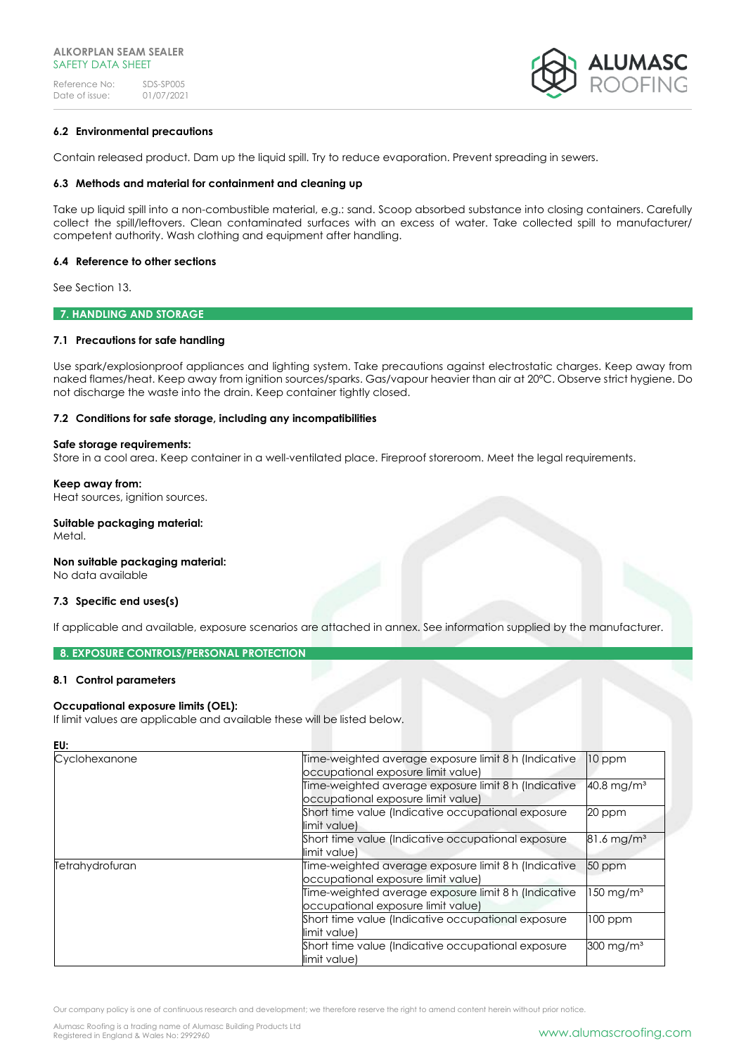### 6.2 Environmental precautions

Contain released product. Dam up the liquid spill. Try to reduce evaporation. Prevent spreading in sewers.

### 6.3 Methods and material for containment and cleaning up

Take up liquid spill into a non-combustible material, e.g.: sand. Scoop absorbed substance into closing containers. Carefully collect the spill/leftovers. Clean contaminated surfaces with an excess of water. Take collected spill to manufacturer/ competent authority. Wash clothing and equipment after handling.

### 6.4 Reference to other sections

See Section 13.

## 7. HANDLING AND STORAGE

### 7.1 Precautions for safe handling

Use spark/explosionproof appliances and lighting system. Take precautions against electrostatic charges. Keep away from naked flames/heat. Keep away from ignition sources/sparks. Gas/vapour heavier than air at 20°C. Observe strict hygiene. Do not discharge the waste into the drain. Keep container tightly closed.

### 7.2 Conditions for safe storage, including any incompatibilities

**Safe storage requirements:**
Store in a cool area. Keep container in a well-ventilated place. Fireproof storeroom. Meet the legal requirements.

**Keep away from:**
Heat sources, ignition sources.

**Suitable packaging material:**
Metal.

**Non suitable packaging material:**
No data available

### 7.3 Specific end uses(s)

If applicable and available, exposure scenarios are attached in annex. See information supplied by the manufacturer.

## 8. EXPOSURE CONTROLS/PERSONAL PROTECTION

### 8.1 Control parameters

**Occupational exposure limits (OEL):**
If limit values are applicable and available these will be listed below.

**EU:**

| Substance | Limit type | Value |
|---|---|---|
| Cyclohexanone | Time-weighted average exposure limit 8 h (Indicative occupational exposure limit value) | 10 ppm |
| | Time-weighted average exposure limit 8 h (Indicative occupational exposure limit value) | 40.8 mg/m³ |
| | Short time value (Indicative occupational exposure limit value) | 20 ppm |
| | Short time value (Indicative occupational exposure limit value) | 81.6 mg/m³ |
| Tetrahydrofuran | Time-weighted average exposure limit 8 h (Indicative occupational exposure limit value) | 50 ppm |
| | Time-weighted average exposure limit 8 h (Indicative occupational exposure limit value) | 150 mg/m³ |
| | Short time value (Indicative occupational exposure limit value) | 100 ppm |
| | Short time value (Indicative occupational exposure limit value) | 300 mg/m³ |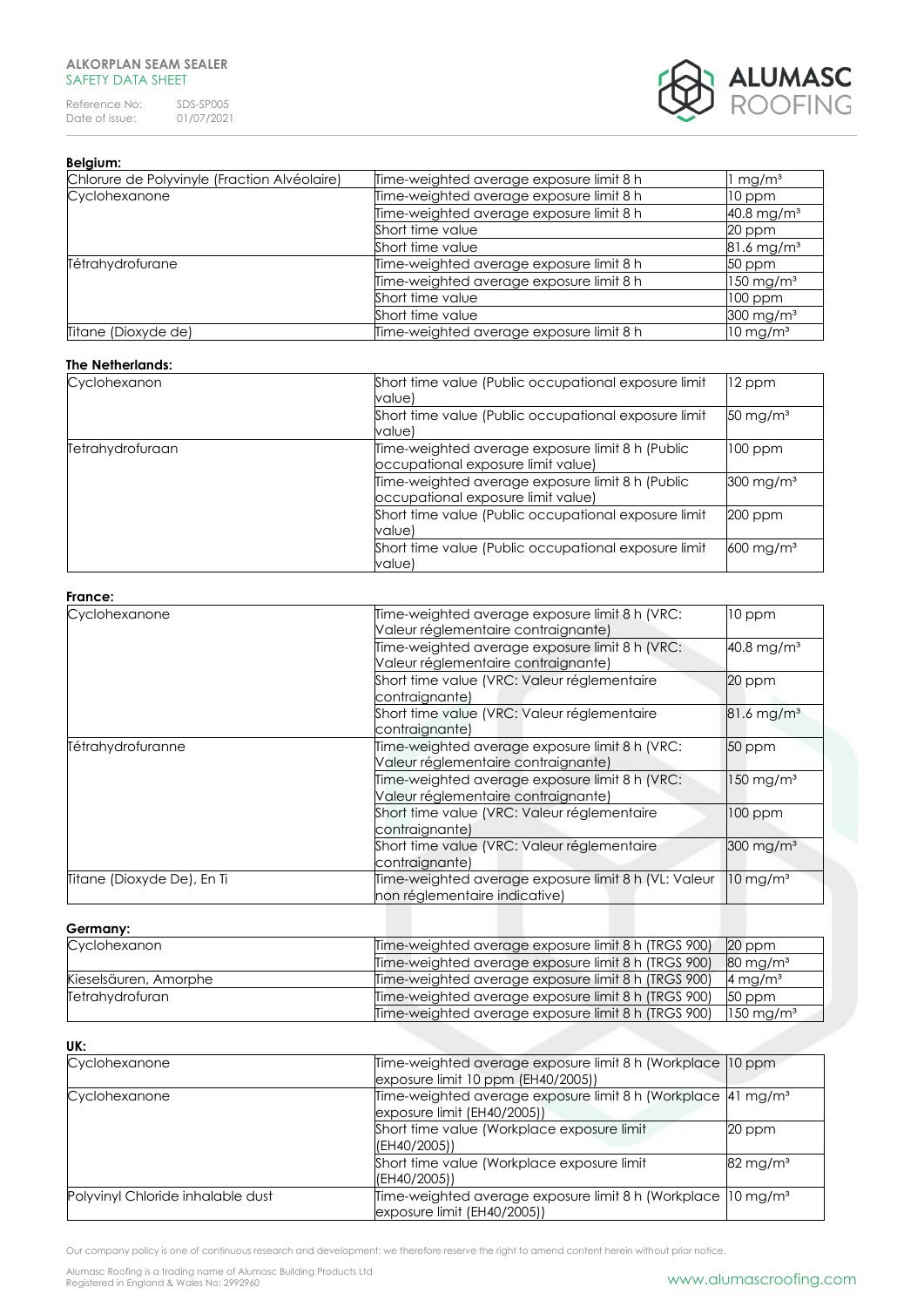**Belgium:**

| | | |
|---|---|---|
| Chlorure de Polyvinyle (Fraction Alvéolaire) | Time-weighted average exposure limit 8 h | 1 mg/m³ |
| Cyclohexanone | Time-weighted average exposure limit 8 h | 10 ppm |
| | Time-weighted average exposure limit 8 h | 40.8 mg/m³ |
| | Short time value | 20 ppm |
| | Short time value | 81.6 mg/m³ |
| Tétrahydrofurane | Time-weighted average exposure limit 8 h | 50 ppm |
| | Time-weighted average exposure limit 8 h | 150 mg/m³ |
| | Short time value | 100 ppm |
| | Short time value | 300 mg/m³ |
| Titane (Dioxyde de) | Time-weighted average exposure limit 8 h | 10 mg/m³ |

**The Netherlands:**

| | | |
|---|---|---|
| Cyclohexanon | Short time value (Public occupational exposure limit value) | 12 ppm |
| | Short time value (Public occupational exposure limit value) | 50 mg/m³ |
| Tetrahydrofuraan | Time-weighted average exposure limit 8 h (Public occupational exposure limit value) | 100 ppm |
| | Time-weighted average exposure limit 8 h (Public occupational exposure limit value) | 300 mg/m³ |
| | Short time value (Public occupational exposure limit value) | 200 ppm |
| | Short time value (Public occupational exposure limit value) | 600 mg/m³ |

**France:**

| | | |
|---|---|---|
| Cyclohexanone | Time-weighted average exposure limit 8 h (VRC: Valeur réglementaire contraignante) | 10 ppm |
| | Time-weighted average exposure limit 8 h (VRC: Valeur réglementaire contraignante) | 40.8 mg/m³ |
| | Short time value (VRC: Valeur réglementaire contraignante) | 20 ppm |
| | Short time value (VRC: Valeur réglementaire contraignante) | 81.6 mg/m³ |
| Tétrahydrofuranne | Time-weighted average exposure limit 8 h (VRC: Valeur réglementaire contraignante) | 50 ppm |
| | Time-weighted average exposure limit 8 h (VRC: Valeur réglementaire contraignante) | 150 mg/m³ |
| | Short time value (VRC: Valeur réglementaire contraignante) | 100 ppm |
| | Short time value (VRC: Valeur réglementaire contraignante) | 300 mg/m³ |
| Titane (Dioxyde De), En Ti | Time-weighted average exposure limit 8 h (VL: Valeur non réglementaire indicative) | 10 mg/m³ |

**Germany:**

| | | |
|---|---|---|
| Cyclohexanon | Time-weighted average exposure limit 8 h (TRGS 900) | 20 ppm |
| | Time-weighted average exposure limit 8 h (TRGS 900) | 80 mg/m³ |
| Kieselsäuren, Amorphe | Time-weighted average exposure limit 8 h (TRGS 900) | 4 mg/m³ |
| Tetrahydrofuran | Time-weighted average exposure limit 8 h (TRGS 900) | 50 ppm |
| | Time-weighted average exposure limit 8 h (TRGS 900) | 150 mg/m³ |

**UK:**

| | | |
|---|---|---|
| Cyclohexanone | Time-weighted average exposure limit 8 h (Workplace exposure limit 10 ppm (EH40/2005)) | 10 ppm |
| Cyclohexanone | Time-weighted average exposure limit 8 h (Workplace exposure limit (EH40/2005)) | 41 mg/m³ |
| | Short time value (Workplace exposure limit (EH40/2005)) | 20 ppm |
| | Short time value (Workplace exposure limit (EH40/2005)) | 82 mg/m³ |
| Polyvinyl Chloride inhalable dust | Time-weighted average exposure limit 8 h (Workplace exposure limit (EH40/2005)) | 10 mg/m³ |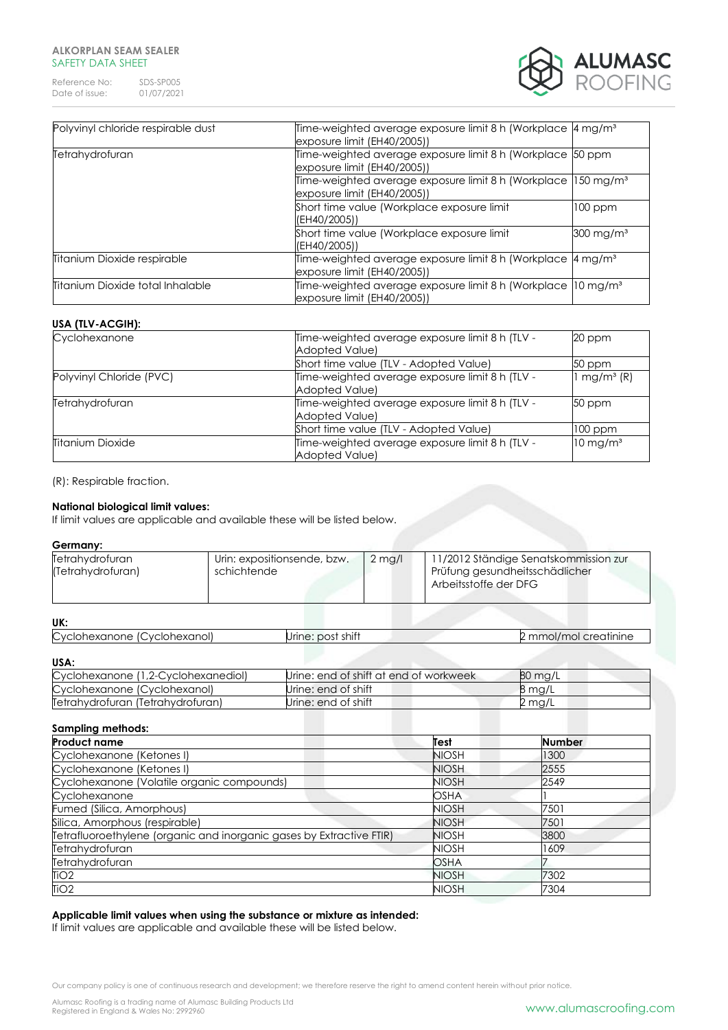| | | |
|---|---|---|
| Polyvinyl chloride respirable dust | Time-weighted average exposure limit 8 h (Workplace exposure limit (EH40/2005)) | 4 mg/m³ |
| Tetrahydrofuran | Time-weighted average exposure limit 8 h (Workplace exposure limit (EH40/2005)) | 50 ppm |
| | Time-weighted average exposure limit 8 h (Workplace exposure limit (EH40/2005)) | 150 mg/m³ |
| | Short time value (Workplace exposure limit (EH40/2005)) | 100 ppm |
| | Short time value (Workplace exposure limit (EH40/2005)) | 300 mg/m³ |
| Titanium Dioxide respirable | Time-weighted average exposure limit 8 h (Workplace exposure limit (EH40/2005)) | 4 mg/m³ |
| Titanium Dioxide total Inhalable | Time-weighted average exposure limit 8 h (Workplace exposure limit (EH40/2005)) | 10 mg/m³ |

**USA (TLV-ACGIH):**

| | | |
|---|---|---|
| Cyclohexanone | Time-weighted average exposure limit 8 h (TLV - Adopted Value) | 20 ppm |
| | Short time value (TLV - Adopted Value) | 50 ppm |
| Polyvinyl Chloride (PVC) | Time-weighted average exposure limit 8 h (TLV - Adopted Value) | 1 mg/m³ (R) |
| Tetrahydrofuran | Time-weighted average exposure limit 8 h (TLV - Adopted Value) | 50 ppm |
| | Short time value (TLV - Adopted Value) | 100 ppm |
| Titanium Dioxide | Time-weighted average exposure limit 8 h (TLV - Adopted Value) | 10 mg/m³ |

(R): Respirable fraction.

**National biological limit values:**

If limit values are applicable and available these will be listed below.

**Germany:**

| | | | |
|---|---|---|---|
| Tetrahydrofuran (Tetrahydrofuran) | Urin: expositionsende, bzw. schichtende | 2 mg/l | 11/2012 Ständige Senatskommission zur Prüfung gesundheitsschädlicher Arbeitsstoffe der DFG |

**UK:**

| | | |
|---|---|---|
| Cyclohexanone (Cyclohexanol) | Urine: post shift | 2 mmol/mol creatinine |

**USA:**

| | | |
|---|---|---|
| Cyclohexanone (1,2-Cyclohexanediol) | Urine: end of shift at end of workweek | 80 mg/L |
| Cyclohexanone (Cyclohexanol) | Urine: end of shift | 8 mg/L |
| Tetrahydrofuran (Tetrahydrofuran) | Urine: end of shift | 2 mg/L |

**Sampling methods:**

| Product name | Test | Number |
|---|---|---|
| Cyclohexanone (Ketones I) | NIOSH | 1300 |
| Cyclohexanone (Ketones I) | NIOSH | 2555 |
| Cyclohexanone (Volatile organic compounds) | NIOSH | 2549 |
| Cyclohexanone | OSHA | 1 |
| Fumed (Silica, Amorphous) | NIOSH | 7501 |
| Silica, Amorphous (respirable) | NIOSH | 7501 |
| Tetrafluoroethylene (organic and inorganic gases by Extractive FTIR) | NIOSH | 3800 |
| Tetrahydrofuran | NIOSH | 1609 |
| Tetrahydrofuran | OSHA | 7 |
| TiO2 | NIOSH | 7302 |
| TiO2 | NIOSH | 7304 |

**Applicable limit values when using the substance or mixture as intended:**

If limit values are applicable and available these will be listed below.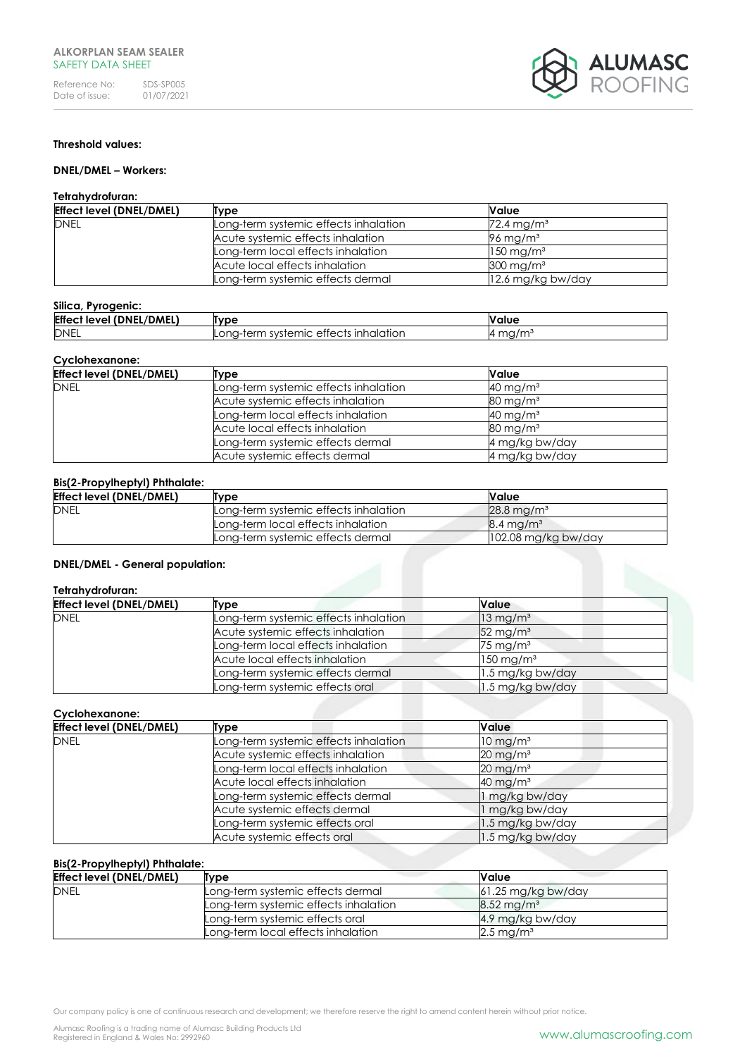**Threshold values:**

**DNEL/DMEL – Workers:**

**Tetrahydrofuran:**

| Effect level (DNEL/DMEL) | Type | Value |
|---|---|---|
| DNEL | Long-term systemic effects inhalation | 72.4 mg/m³ |
| | Acute systemic effects inhalation | 96 mg/m³ |
| | Long-term local effects inhalation | 150 mg/m³ |
| | Acute local effects inhalation | 300 mg/m³ |
| | Long-term systemic effects dermal | 12.6 mg/kg bw/day |

**Silica, Pyrogenic:**

| Effect level (DNEL/DMEL) | Type | Value |
|---|---|---|
| DNEL | Long-term systemic effects inhalation | 4 mg/m³ |

**Cyclohexanone:**

| Effect level (DNEL/DMEL) | Type | Value |
|---|---|---|
| DNEL | Long-term systemic effects inhalation | 40 mg/m³ |
| | Acute systemic effects inhalation | 80 mg/m³ |
| | Long-term local effects inhalation | 40 mg/m³ |
| | Acute local effects inhalation | 80 mg/m³ |
| | Long-term systemic effects dermal | 4 mg/kg bw/day |
| | Acute systemic effects dermal | 4 mg/kg bw/day |

**Bis(2-Propylheptyl) Phthalate:**

| Effect level (DNEL/DMEL) | Type | Value |
|---|---|---|
| DNEL | Long-term systemic effects inhalation | 28.8 mg/m³ |
| | Long-term local effects inhalation | 8.4 mg/m³ |
| | Long-term systemic effects dermal | 102.08 mg/kg bw/day |

**DNEL/DMEL - General population:**

**Tetrahydrofuran:**

| Effect level (DNEL/DMEL) | Type | Value |
|---|---|---|
| DNEL | Long-term systemic effects inhalation | 13 mg/m³ |
| | Acute systemic effects inhalation | 52 mg/m³ |
| | Long-term local effects inhalation | 75 mg/m³ |
| | Acute local effects inhalation | 150 mg/m³ |
| | Long-term systemic effects dermal | 1.5 mg/kg bw/day |
| | Long-term systemic effects oral | 1.5 mg/kg bw/day |

**Cyclohexanone:**

| Effect level (DNEL/DMEL) | Type | Value |
|---|---|---|
| DNEL | Long-term systemic effects inhalation | 10 mg/m³ |
| | Acute systemic effects inhalation | 20 mg/m³ |
| | Long-term local effects inhalation | 20 mg/m³ |
| | Acute local effects inhalation | 40 mg/m³ |
| | Long-term systemic effects dermal | 1 mg/kg bw/day |
| | Acute systemic effects dermal | 1 mg/kg bw/day |
| | Long-term systemic effects oral | 1.5 mg/kg bw/day |
| | Acute systemic effects oral | 1.5 mg/kg bw/day |

**Bis(2-Propylheptyl) Phthalate:**

| Effect level (DNEL/DMEL) | Type | Value |
|---|---|---|
| DNEL | Long-term systemic effects dermal | 61.25 mg/kg bw/day |
| | Long-term systemic effects inhalation | 8.52 mg/m³ |
| | Long-term systemic effects oral | 4.9 mg/kg bw/day |
| | Long-term local effects inhalation | 2.5 mg/m³ |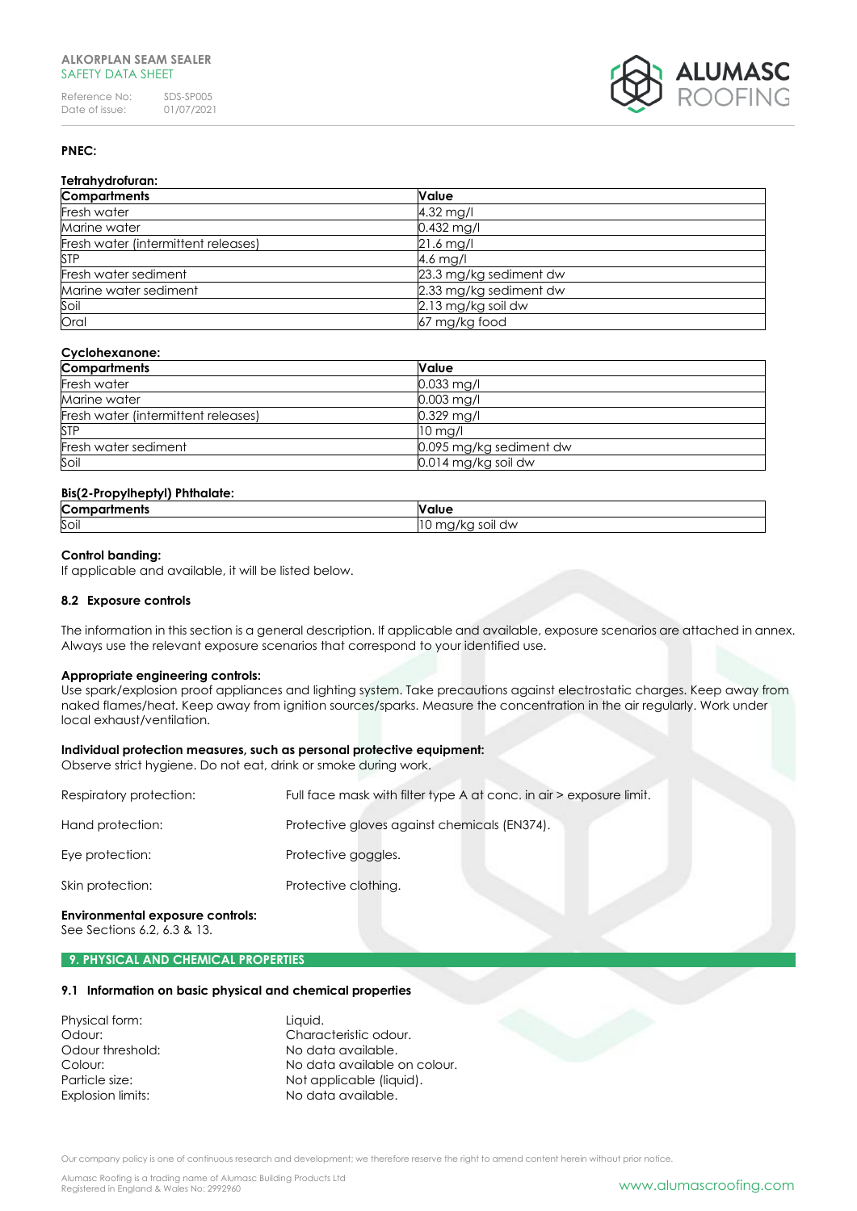**PNEC:**

**Tetrahydrofuran:**

| Compartments | Value |
| --- | --- |
| Fresh water | 4.32 mg/l |
| Marine water | 0.432 mg/l |
| Fresh water (intermittent releases) | 21.6 mg/l |
| STP | 4.6 mg/l |
| Fresh water sediment | 23.3 mg/kg sediment dw |
| Marine water sediment | 2.33 mg/kg sediment dw |
| Soil | 2.13 mg/kg soil dw |
| Oral | 67 mg/kg food |

**Cyclohexanone:**

| Compartments | Value |
| --- | --- |
| Fresh water | 0.033 mg/l |
| Marine water | 0.003 mg/l |
| Fresh water (intermittent releases) | 0.329 mg/l |
| STP | 10 mg/l |
| Fresh water sediment | 0.095 mg/kg sediment dw |
| Soil | 0.014 mg/kg soil dw |

**Bis(2-Propylheptyl) Phthalate:**

| Compartments | Value |
| --- | --- |
| Soil | 10 mg/kg soil dw |

**Control banding:**
If applicable and available, it will be listed below.

### 8.2 Exposure controls

The information in this section is a general description. If applicable and available, exposure scenarios are attached in annex. Always use the relevant exposure scenarios that correspond to your identified use.

**Appropriate engineering controls:**
Use spark/explosion proof appliances and lighting system. Take precautions against electrostatic charges. Keep away from naked flames/heat. Keep away from ignition sources/sparks. Measure the concentration in the air regularly. Work under local exhaust/ventilation.

**Individual protection measures, such as personal protective equipment:**
Observe strict hygiene. Do not eat, drink or smoke during work.

Respiratory protection: Full face mask with filter type A at conc. in air > exposure limit.

Hand protection: Protective gloves against chemicals (EN374).

Eye protection: Protective goggles.

Skin protection: Protective clothing.

**Environmental exposure controls:**
See Sections 6.2, 6.3 & 13.

## 9. PHYSICAL AND CHEMICAL PROPERTIES

### 9.1 Information on basic physical and chemical properties

Physical form: Liquid.
Odour: Characteristic odour.
Odour threshold: No data available.
Colour: No data available on colour.
Particle size: Not applicable (liquid).
Explosion limits: No data available.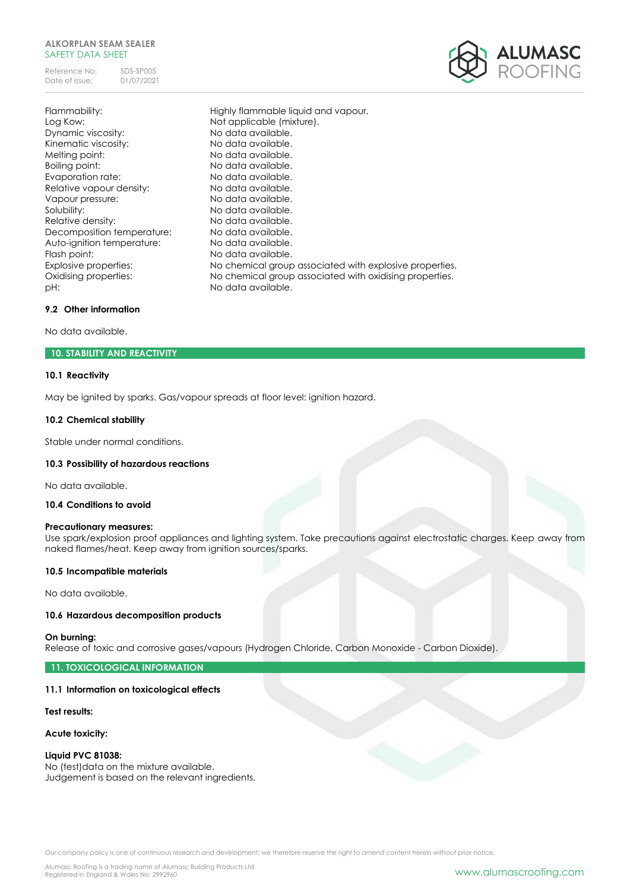| | |
|---|---|
| Flammability: | Highly flammable liquid and vapour. |
| Log Kow: | Not applicable (mixture). |
| Dynamic viscosity: | No data available. |
| Kinematic viscosity: | No data available. |
| Melting point: | No data available. |
| Boiling point: | No data available. |
| Evaporation rate: | No data available. |
| Relative vapour density: | No data available. |
| Vapour pressure: | No data available. |
| Solubility: | No data available. |
| Relative density: | No data available. |
| Decomposition temperature: | No data available. |
| Auto-ignition temperature: | No data available. |
| Flash point: | No data available. |
| Explosive properties: | No chemical group associated with explosive properties. |
| Oxidising properties: | No chemical group associated with oxidising properties. |
| pH: | No data available. |

### 9.2 Other information

No data available.

## 10. STABILITY AND REACTIVITY

### 10.1 Reactivity

May be ignited by sparks. Gas/vapour spreads at floor level: ignition hazard.

### 10.2 Chemical stability

Stable under normal conditions.

### 10.3 Possibility of hazardous reactions

No data available.

### 10.4 Conditions to avoid

**Precautionary measures:**
Use spark/explosion proof appliances and lighting system. Take precautions against electrostatic charges. Keep away from naked flames/heat. Keep away from ignition sources/sparks.

### 10.5 Incompatible materials

No data available.

### 10.6 Hazardous decomposition products

**On burning:**
Release of toxic and corrosive gases/vapours (Hydrogen Chloride, Carbon Monoxide - Carbon Dioxide).

## 11. TOXICOLOGICAL INFORMATION

### 11.1 Information on toxicological effects

**Test results:**

**Acute toxicity:**

**Liquid PVC 81038:**
No (test)data on the mixture available.
Judgement is based on the relevant ingredients.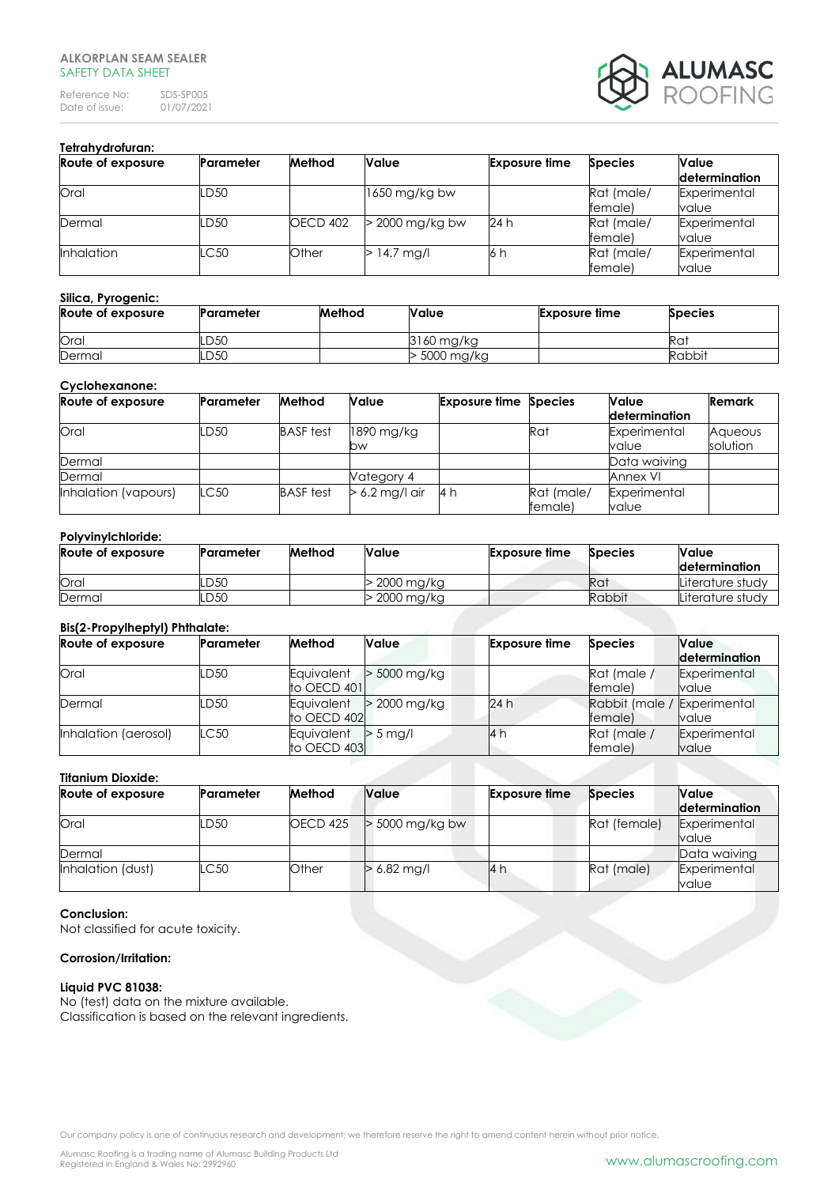**Tetrahydrofuran:**

| Route of exposure | Parameter | Method | Value | Exposure time | Species | Value determination |
|---|---|---|---|---|---|---|
| Oral | LD50 | | 1650 mg/kg bw | | Rat (male/ female) | Experimental value |
| Dermal | LD50 | OECD 402 | > 2000 mg/kg bw | 24 h | Rat (male/ female) | Experimental value |
| Inhalation | LC50 | Other | > 14.7 mg/l | 6 h | Rat (male/ female) | Experimental value |

**Silica, Pyrogenic:**

| Route of exposure | Parameter | Method | Value | Exposure time | Species |
|---|---|---|---|---|---|
| Oral | LD50 | | 3160 mg/kg | | Rat |
| Dermal | LD50 | | > 5000 mg/kg | | Rabbit |

**Cyclohexanone:**

| Route of exposure | Parameter | Method | Value | Exposure time | Species | Value determination | Remark |
|---|---|---|---|---|---|---|---|
| Oral | LD50 | BASF test | 1890 mg/kg bw | | Rat | Experimental value | Aqueous solution |
| Dermal | | | | | | Data waiving | |
| Dermal | | | Category 4 | | | Annex VI | |
| Inhalation (vapours) | LC50 | BASF test | > 6.2 mg/l air | 4 h | Rat (male/ female) | Experimental value | |

**Polyvinylchloride:**

| Route of exposure | Parameter | Method | Value | Exposure time | Species | Value determination |
|---|---|---|---|---|---|---|
| Oral | LD50 | | > 2000 mg/kg | | Rat | Literature study |
| Dermal | LD50 | | > 2000 mg/kg | | Rabbit | Literature study |

**Bis(2-Propylheptyl) Phthalate:**

| Route of exposure | Parameter | Method | Value | Exposure time | Species | Value determination |
|---|---|---|---|---|---|---|
| Oral | LD50 | Equivalent to OECD 401 | > 5000 mg/kg | | Rat (male / female) | Experimental value |
| Dermal | LD50 | Equivalent to OECD 402 | > 2000 mg/kg | 24 h | Rabbit (male / female) | Experimental value |
| Inhalation (aerosol) | LC50 | Equivalent to OECD 403 | > 5 mg/l | 4 h | Rat (male / female) | Experimental value |

**Titanium Dioxide:**

| Route of exposure | Parameter | Method | Value | Exposure time | Species | Value determination |
|---|---|---|---|---|---|---|
| Oral | LD50 | OECD 425 | > 5000 mg/kg bw | | Rat (female) | Experimental value |
| Dermal | | | | | | Data waiving |
| Inhalation (dust) | LC50 | Other | > 6.82 mg/l | 4 h | Rat (male) | Experimental value |

**Conclusion:**

Not classified for acute toxicity.

**Corrosion/Irritation:**

**Liquid PVC 81038:**

No (test) data on the mixture available.
Classification is based on the relevant ingredients.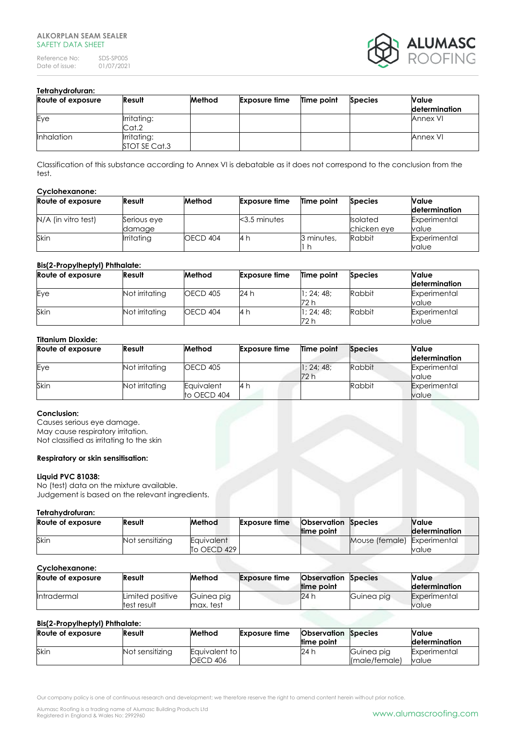**Tetrahydrofuran:**

| Route of exposure | Result | Method | Exposure time | Time point | Species | Value determination |
|---|---|---|---|---|---|---|
| Eye | Irritating: Cat.2 | | | | | Annex VI |
| Inhalation | Irritating: STOT SE Cat.3 | | | | | Annex VI |

Classification of this substance according to Annex VI is debatable as it does not correspond to the conclusion from the test.

**Cyclohexanone:**

| Route of exposure | Result | Method | Exposure time | Time point | Species | Value determination |
|---|---|---|---|---|---|---|
| N/A (in vitro test) | Serious eye damage | | <3.5 minutes | | Isolated chicken eye | Experimental value |
| Skin | Irritating | OECD 404 | 4 h | 3 minutes, 1 h | Rabbit | Experimental value |

**Bis(2-Propylheptyl) Phthalate:**

| Route of exposure | Result | Method | Exposure time | Time point | Species | Value determination |
|---|---|---|---|---|---|---|
| Eye | Not irritating | OECD 405 | 24 h | 1; 24; 48; 72 h | Rabbit | Experimental value |
| Skin | Not irritating | OECD 404 | 4 h | 1; 24; 48; 72 h | Rabbit | Experimental value |

**Titanium Dioxide:**

| Route of exposure | Result | Method | Exposure time | Time point | Species | Value determination |
|---|---|---|---|---|---|---|
| Eye | Not irritating | OECD 405 | | 1; 24; 48; 72 h | Rabbit | Experimental value |
| Skin | Not irritating | Equivalent to OECD 404 | 4 h | | Rabbit | Experimental value |

**Conclusion:**
Causes serious eye damage.
May cause respiratory irritation.
Not classified as irritating to the skin

**Respiratory or skin sensitisation:**

**Liquid PVC 81038:**
No (test) data on the mixture available.
Judgement is based on the relevant ingredients.

**Tetrahydrofuran:**

| Route of exposure | Result | Method | Exposure time | Observation time point | Species | Value determination |
|---|---|---|---|---|---|---|
| Skin | Not sensitizing | Equivalent To OECD 429 | | | Mouse (female) | Experimental value |

**Cyclohexanone:**

| Route of exposure | Result | Method | Exposure time | Observation time point | Species | Value determination |
|---|---|---|---|---|---|---|
| Intradermal | Limited positive test result | Guinea pig max. test | | 24 h | Guinea pig | Experimental value |

**Bis(2-Propylheptyl) Phthalate:**

| Route of exposure | Result | Method | Exposure time | Observation time point | Species | Value determination |
|---|---|---|---|---|---|---|
| Skin | Not sensitizing | Equivalent to OECD 406 | | 24 h | Guinea pig (male/female) | Experimental value |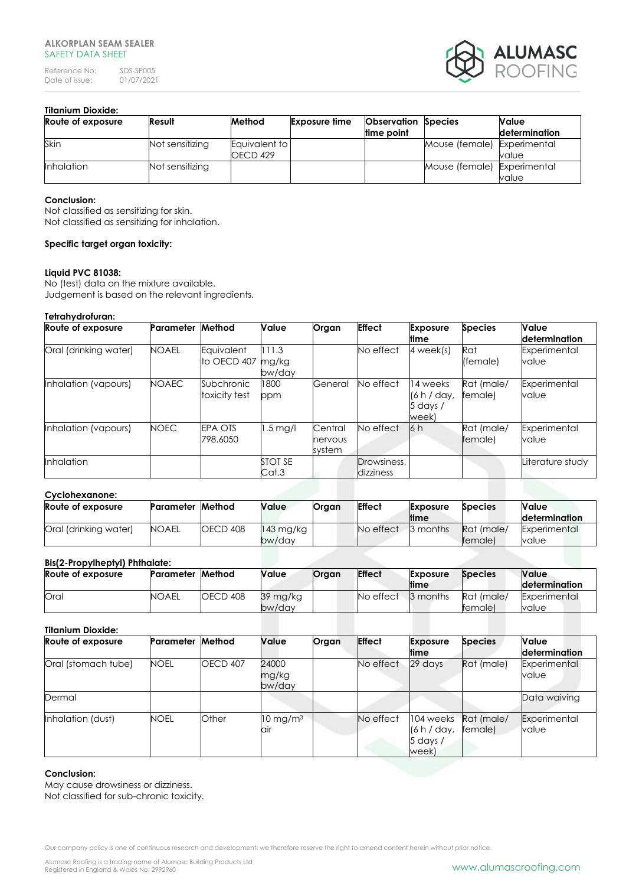**Titanium Dioxide:**

| Route of exposure | Result | Method | Exposure time | Observation time point | Species | Value determination |
|---|---|---|---|---|---|---|
| Skin | Not sensitizing | Equivalent to OECD 429 | | | Mouse (female) | Experimental value |
| Inhalation | Not sensitizing | | | | Mouse (female) | Experimental value |

**Conclusion:**
Not classified as sensitizing for skin.
Not classified as sensitizing for inhalation.

**Specific target organ toxicity:**

**Liquid PVC 81038:**
No (test) data on the mixture available.
Judgement is based on the relevant ingredients.

**Tetrahydrofuran:**

| Route of exposure | Parameter | Method | Value | Organ | Effect | Exposure time | Species | Value determination |
|---|---|---|---|---|---|---|---|---|
| Oral (drinking water) | NOAEL | Equivalent to OECD 407 | 111.3 mg/kg bw/day | | No effect | 4 week(s) | Rat (female) | Experimental value |
| Inhalation (vapours) | NOAEC | Subchronic toxicity test | 1800 ppm | General | No effect | 14 weeks (6 h / day, 5 days / week) | Rat (male/ female) | Experimental value |
| Inhalation (vapours) | NOEC | EPA OTS 798.6050 | 1.5 mg/l | Central nervous system | No effect | 6 h | Rat (male/ female) | Experimental value |
| Inhalation | | | STOT SE Cat.3 | | Drowsiness, dizziness | | | Literature study |

**Cyclohexanone:**

| Route of exposure | Parameter | Method | Value | Organ | Effect | Exposure time | Species | Value determination |
|---|---|---|---|---|---|---|---|---|
| Oral (drinking water) | NOAEL | OECD 408 | 143 mg/kg bw/day | | No effect | 3 months | Rat (male/ female) | Experimental value |

**Bis(2-Propylheptyl) Phthalate:**

| Route of exposure | Parameter | Method | Value | Organ | Effect | Exposure time | Species | Value determination |
|---|---|---|---|---|---|---|---|---|
| Oral | NOAEL | OECD 408 | 39 mg/kg bw/day | | No effect | 3 months | Rat (male/ female) | Experimental value |

**Titanium Dioxide:**

| Route of exposure | Parameter | Method | Value | Organ | Effect | Exposure time | Species | Value determination |
|---|---|---|---|---|---|---|---|---|
| Oral (stomach tube) | NOEL | OECD 407 | 24000 mg/kg bw/day | | No effect | 29 days | Rat (male) | Experimental value |
| Dermal | | | | | | | | Data waiving |
| Inhalation (dust) | NOEL | Other | 10 mg/m³ air | | No effect | 104 weeks (6 h / day, 5 days / week) | Rat (male/ female) | Experimental value |

**Conclusion:**
May cause drowsiness or dizziness.
Not classified for sub-chronic toxicity.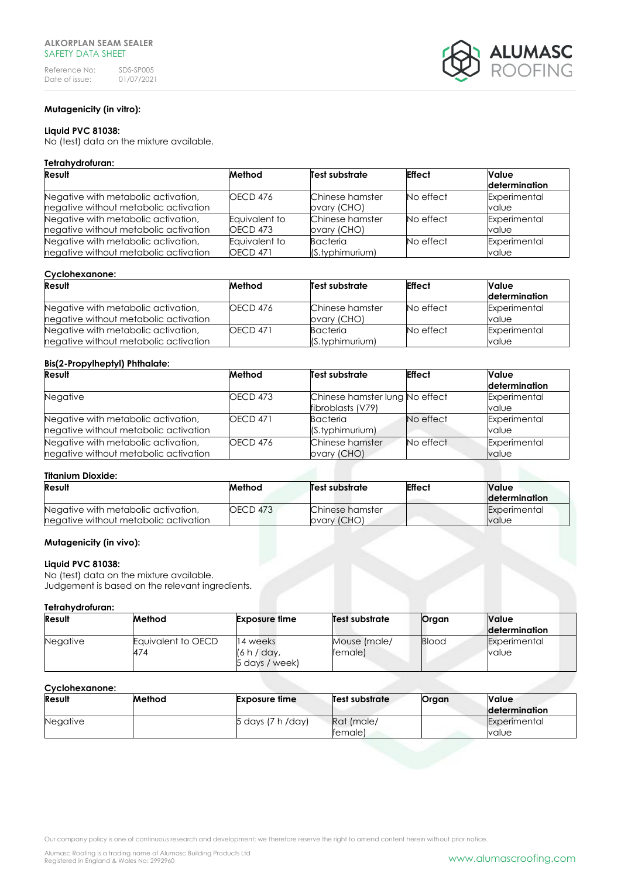**Mutagenicity (in vitro):**

**Liquid PVC 81038:**
No (test) data on the mixture available.

**Tetrahydrofuran:**

| Result | Method | Test substrate | Effect | Value determination |
|---|---|---|---|---|
| Negative with metabolic activation, negative without metabolic activation | OECD 476 | Chinese hamster ovary (CHO) | No effect | Experimental value |
| Negative with metabolic activation, negative without metabolic activation | Equivalent to OECD 473 | Chinese hamster ovary (CHO) | No effect | Experimental value |
| Negative with metabolic activation, negative without metabolic activation | Equivalent to OECD 471 | Bacteria (S.typhimurium) | No effect | Experimental value |

**Cyclohexanone:**

| Result | Method | Test substrate | Effect | Value determination |
|---|---|---|---|---|
| Negative with metabolic activation, negative without metabolic activation | OECD 476 | Chinese hamster ovary (CHO) | No effect | Experimental value |
| Negative with metabolic activation, negative without metabolic activation | OECD 471 | Bacteria (S.typhimurium) | No effect | Experimental value |

**Bis(2-Propylheptyl) Phthalate:**

| Result | Method | Test substrate | Effect | Value determination |
|---|---|---|---|---|
| Negative | OECD 473 | Chinese hamster lung fibroblasts (V79) | No effect | Experimental value |
| Negative with metabolic activation, negative without metabolic activation | OECD 471 | Bacteria (S.typhimurium) | No effect | Experimental value |
| Negative with metabolic activation, negative without metabolic activation | OECD 476 | Chinese hamster ovary (CHO) | No effect | Experimental value |

**Titanium Dioxide:**

| Result | Method | Test substrate | Effect | Value determination |
|---|---|---|---|---|
| Negative with metabolic activation, negative without metabolic activation | OECD 473 | Chinese hamster ovary (CHO) | | Experimental value |

**Mutagenicity (in vivo):**

**Liquid PVC 81038:**
No (test) data on the mixture available.
Judgement is based on the relevant ingredients.

**Tetrahydrofuran:**

| Result | Method | Exposure time | Test substrate | Organ | Value determination |
|---|---|---|---|---|---|
| Negative | Equivalent to OECD 474 | 14 weeks (6 h / day, 5 days / week) | Mouse (male/ female) | Blood | Experimental value |

**Cyclohexanone:**

| Result | Method | Exposure time | Test substrate | Organ | Value determination |
|---|---|---|---|---|---|
| Negative | | 5 days (7 h /day) | Rat (male/ female) | | Experimental value |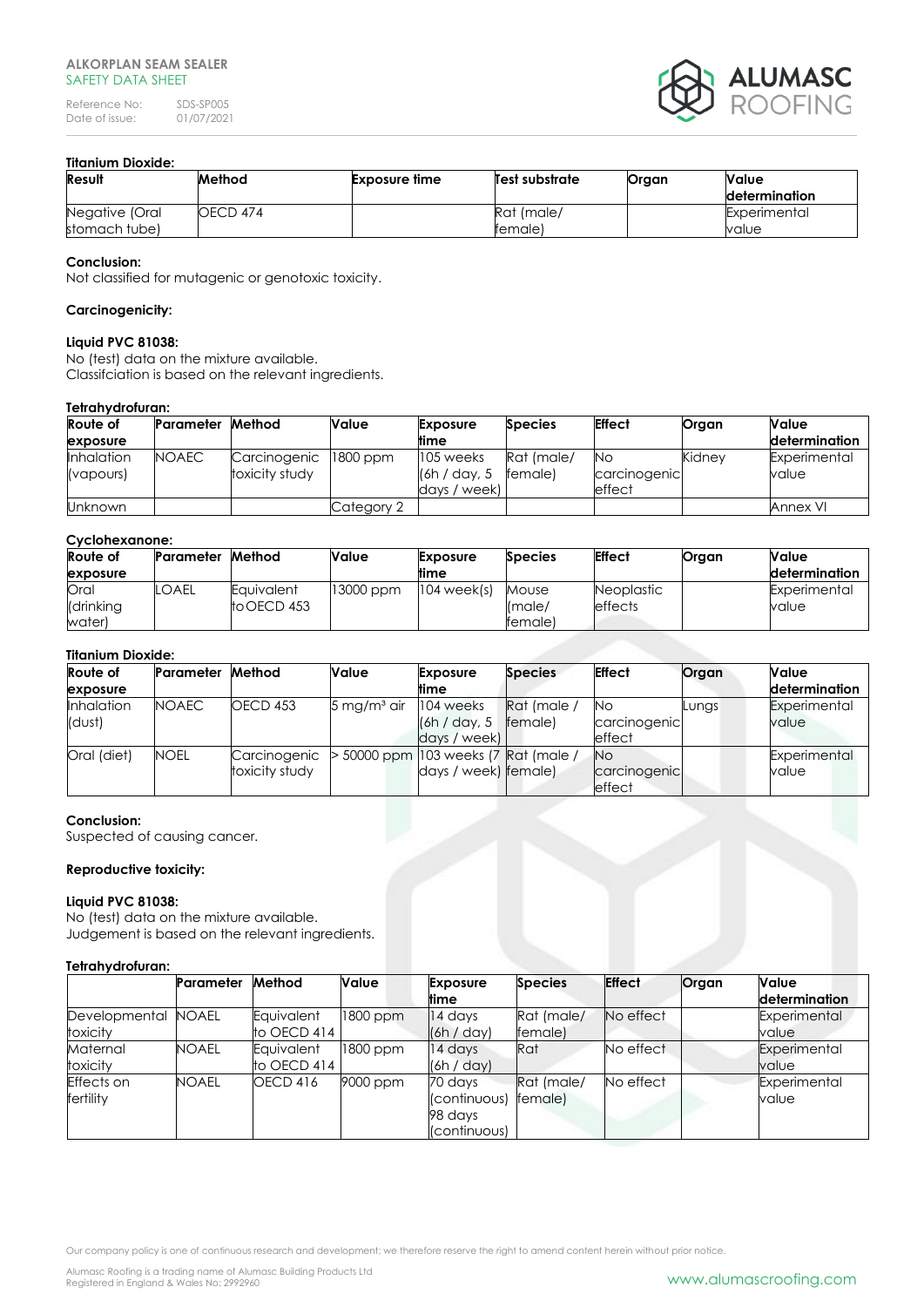**Titanium Dioxide:**

| Result | Method | Exposure time | Test substrate | Organ | Value determination |
|---|---|---|---|---|---|
| Negative (Oral stomach tube) | OECD 474 | | Rat (male/ female) | | Experimental value |

**Conclusion:**
Not classified for mutagenic or genotoxic toxicity.

**Carcinogenicity:**

**Liquid PVC 81038:**
No (test) data on the mixture available.
Classifciation is based on the relevant ingredients.

**Tetrahydrofuran:**

| Route of exposure | Parameter | Method | Value | Exposure time | Species | Effect | Organ | Value determination |
|---|---|---|---|---|---|---|---|---|
| Inhalation (vapours) | NOAEC | Carcinogenic toxicity study | 1800 ppm | 105 weeks (6h / day, 5 days / week) | Rat (male/ female) | No carcinogenic effect | Kidney | Experimental value |
| Unknown | | | Category 2 | | | | | Annex VI |

**Cyclohexanone:**

| Route of exposure | Parameter | Method | Value | Exposure time | Species | Effect | Organ | Value determination |
|---|---|---|---|---|---|---|---|---|
| Oral (drinking water) | LOAEL | Equivalent to OECD 453 | 13000 ppm | 104 week(s) | Mouse (male/ female) | Neoplastic effects | | Experimental value |

**Titanium Dioxide:**

| Route of exposure | Parameter | Method | Value | Exposure time | Species | Effect | Organ | Value determination |
|---|---|---|---|---|---|---|---|---|
| Inhalation (dust) | NOAEC | OECD 453 | 5 mg/m³ air | 104 weeks (6h / day, 5 days / week) | Rat (male / female) | No carcinogenic effect | Lungs | Experimental value |
| Oral (diet) | NOEL | Carcinogenic toxicity study | > 50000 ppm | 103 weeks (7 days / week) | Rat (male / female) | No carcinogenic effect | | Experimental value |

**Conclusion:**
Suspected of causing cancer.

**Reproductive toxicity:**

**Liquid PVC 81038:**
No (test) data on the mixture available.
Judgement is based on the relevant ingredients.

**Tetrahydrofuran:**

| | Parameter | Method | Value | Exposure time | Species | Effect | Organ | Value determination |
|---|---|---|---|---|---|---|---|---|
| Developmental toxicity | NOAEL | Equivalent to OECD 414 | 1800 ppm | 14 days (6h / day) | Rat (male/ female) | No effect | | Experimental value |
| Maternal toxicity | NOAEL | Equivalent to OECD 414 | 1800 ppm | 14 days (6h / day) | Rat | No effect | | Experimental value |
| Effects on fertility | NOAEL | OECD 416 | 9000 ppm | 70 days (continuous) 98 days (continuous) | Rat (male/ female) | No effect | | Experimental value |

Our company policy is one of continuous research and development; we therefore reserve the right to amend content herein without prior notice.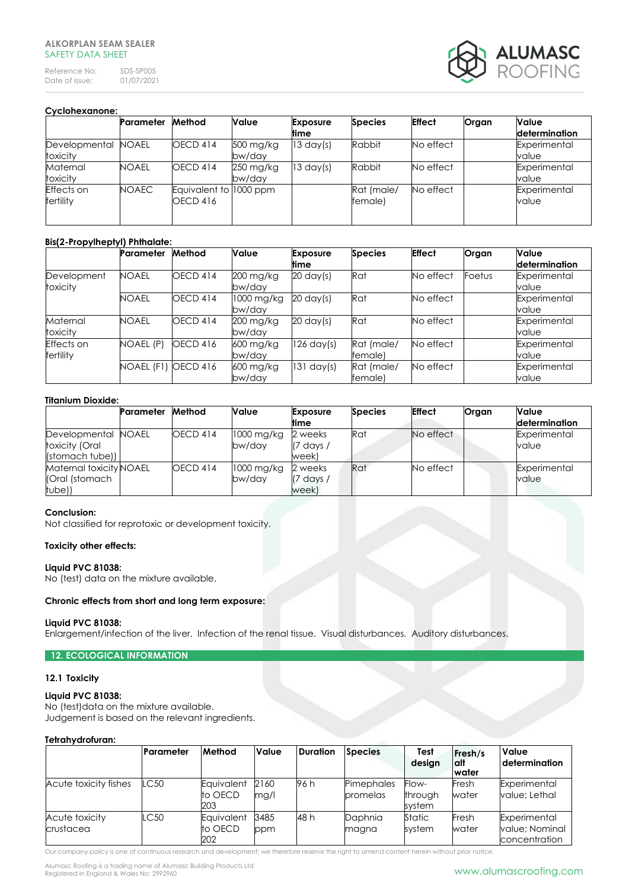**Cyclohexanone:**

| | Parameter | Method | Value | Exposure time | Species | Effect | Organ | Value determination |
|---|---|---|---|---|---|---|---|---|
| Developmental toxicity | NOAEL | OECD 414 | 500 mg/kg bw/day | 13 day(s) | Rabbit | No effect | | Experimental value |
| Maternal toxicity | NOAEL | OECD 414 | 250 mg/kg bw/day | 13 day(s) | Rabbit | No effect | | Experimental value |
| Effects on fertility | NOAEC | Equivalent to OECD 416 | 1000 ppm | | Rat (male/ female) | No effect | | Experimental value |

**Bis(2-Propylheptyl) Phthalate:**

| | Parameter | Method | Value | Exposure time | Species | Effect | Organ | Value determination |
|---|---|---|---|---|---|---|---|---|
| Development toxicity | NOAEL | OECD 414 | 200 mg/kg bw/day | 20 day(s) | Rat | No effect | Foetus | Experimental value |
| | NOAEL | OECD 414 | 1000 mg/kg bw/day | 20 day(s) | Rat | No effect | | Experimental value |
| Maternal toxicity | NOAEL | OECD 414 | 200 mg/kg bw/day | 20 day(s) | Rat | No effect | | Experimental value |
| Effects on fertility | NOAEL (P) | OECD 416 | 600 mg/kg bw/day | 126 day(s) | Rat (male/ female) | No effect | | Experimental value |
| | NOAEL (F1) | OECD 416 | 600 mg/kg bw/day | 131 day(s) | Rat (male/ female) | No effect | | Experimental value |

**Titanium Dioxide:**

| | Parameter | Method | Value | Exposure time | Species | Effect | Organ | Value determination |
|---|---|---|---|---|---|---|---|---|
| Developmental toxicity (Oral (stomach tube)) | NOAEL | OECD 414 | 1000 mg/kg bw/day | 2 weeks (7 days / week) | Rat | No effect | | Experimental value |
| Maternal toxicity (Oral (stomach tube)) | NOAEL | OECD 414 | 1000 mg/kg bw/day | 2 weeks (7 days / week) | Rat | No effect | | Experimental value |

**Conclusion:**

Not classified for reprotoxic or development toxicity.

**Toxicity other effects:**

**Liquid PVC 81038:**

No (test) data on the mixture available.

**Chronic effects from short and long term exposure:**

**Liquid PVC 81038:**

Enlargement/infection of the liver. Infection of the renal tissue. Visual disturbances. Auditory disturbances.

## 12. ECOLOGICAL INFORMATION

### 12.1 Toxicity

**Liquid PVC 81038:**

No (test)data on the mixture available.
Judgement is based on the relevant ingredients.

**Tetrahydrofuran:**

| | Parameter | Method | Value | Duration | Species | Test design | Fresh/salt water | Value determination |
|---|---|---|---|---|---|---|---|---|
| Acute toxicity fishes | LC50 | Equivalent to OECD 203 | 2160 mg/l | 96 h | Pimephales promelas | Flow-through system | Fresh water | Experimental value; Lethal |
| Acute toxicity crustacea | LC50 | Equivalent to OECD 202 | 3485 ppm | 48 h | Daphnia magna | Static system | Fresh water | Experimental value; Nominal concentration |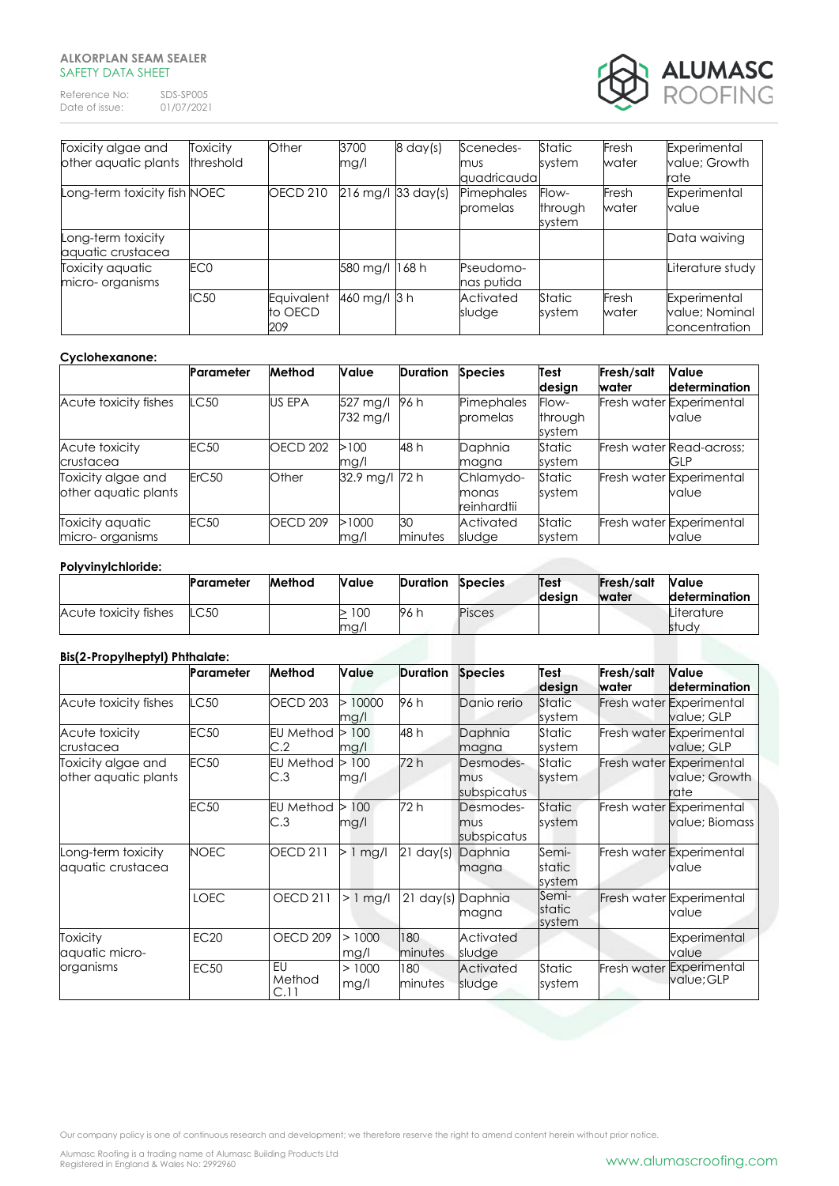| | | | | | | | | |
|---|---|---|---|---|---|---|---|---|
| Toxicity algae and other aquatic plants | Toxicity threshold | Other | 3700 mg/l | 8 day(s) | Scenedesmus quadricauda | Static system | Fresh water | Experimental value; Growth rate |
| Long-term toxicity fish | NOEC | OECD 210 | 216 mg/l | 33 day(s) | Pimephales promelas | Flow-through system | Fresh water | Experimental value |
| Long-term toxicity aquatic crustacea | | | | | | | | Data waiving |
| Toxicity aquatic micro- organisms | EC0 | | 580 mg/l | 168 h | Pseudomonas putida | | | Literature study |
| | IC50 | Equivalent to OECD 209 | 460 mg/l | 3 h | Activated sludge | Static system | Fresh water | Experimental value; Nominal concentration |

**Cyclohexanone:**

| | Parameter | Method | Value | Duration | Species | Test design | Fresh/salt water | Value determination |
|---|---|---|---|---|---|---|---|---|
| Acute toxicity fishes | LC50 | US EPA | 527 mg/l 732 mg/l | 96 h | Pimephales promelas | Flow-through system | Fresh water | Experimental value |
| Acute toxicity crustacea | EC50 | OECD 202 | >100 mg/l | 48 h | Daphnia magna | Static system | Fresh water | Read-across; GLP |
| Toxicity algae and other aquatic plants | ErC50 | Other | 32.9 mg/l | 72 h | Chlamydomonas reinhardtii | Static system | Fresh water | Experimental value |
| Toxicity aquatic micro- organisms | EC50 | OECD 209 | >1000 mg/l | 30 minutes | Activated sludge | Static system | Fresh water | Experimental value |

**Polyvinylchloride:**

| | Parameter | Method | Value | Duration | Species | Test design | Fresh/salt water | Value determination |
|---|---|---|---|---|---|---|---|---|
| Acute toxicity fishes | LC50 | | ≥ 100 mg/l | 96 h | Pisces | | | Literature study |

**Bis(2-Propylheptyl) Phthalate:**

| | Parameter | Method | Value | Duration | Species | Test design | Fresh/salt water | Value determination |
|---|---|---|---|---|---|---|---|---|
| Acute toxicity fishes | LC50 | OECD 203 | > 10000 mg/l | 96 h | Danio rerio | Static system | Fresh water | Experimental value; GLP |
| Acute toxicity crustacea | EC50 | EU Method C.2 | > 100 mg/l | 48 h | Daphnia magna | Static system | Fresh water | Experimental value; GLP |
| Toxicity algae and other aquatic plants | EC50 | EU Method C.3 | > 100 mg/l | 72 h | Desmodesmus subspicatus | Static system | Fresh water | Experimental value; Growth rate |
| | EC50 | EU Method C.3 | > 100 mg/l | 72 h | Desmodesmus subspicatus | Static system | Fresh water | Experimental value; Biomass |
| Long-term toxicity aquatic crustacea | NOEC | OECD 211 | > 1 mg/l | 21 day(s) | Daphnia magna | Semi-static system | Fresh water | Experimental value |
| | LOEC | OECD 211 | > 1 mg/l | 21 day(s) | Daphnia magna | Semi-static system | Fresh water | Experimental value |
| Toxicity aquatic micro-organisms | EC20 | OECD 209 | > 1000 mg/l | 180 minutes | Activated sludge | | | Experimental value |
| | EC50 | EU Method C.11 | > 1000 mg/l | 180 minutes | Activated sludge | Static system | Fresh water | Experimental value;GLP |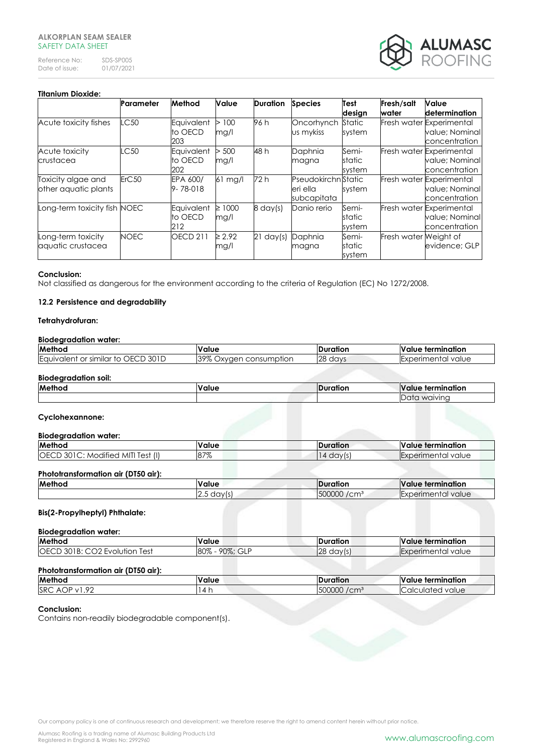**Titanium Dioxide:**

| | Parameter | Method | Value | Duration | Species | Test design | Fresh/salt water | Value determination |
|---|---|---|---|---|---|---|---|---|
| Acute toxicity fishes | LC50 | Equivalent to OECD 203 | > 100 mg/l | 96 h | Oncorhynchus mykiss | Static system | Fresh water | Experimental value; Nominal concentration |
| Acute toxicity crustacea | LC50 | Equivalent to OECD 202 | > 500 mg/l | 48 h | Daphnia magna | Semi-static system | Fresh water | Experimental value; Nominal concentration |
| Toxicity algae and other aquatic plants | ErC50 | EPA 600/ 9- 78-018 | 61 mg/l | 72 h | Pseudokirchneri ella subcapitata | Static system | Fresh water | Experimental value; Nominal concentration |
| Long-term toxicity fish | NOEC | Equivalent to OECD 212 | ≥ 1000 mg/l | 8 day(s) | Danio rerio | Semi-static system | Fresh water | Experimental value; Nominal concentration |
| Long-term toxicity aquatic crustacea | NOEC | OECD 211 | ≥ 2.92 mg/l | 21 day(s) | Daphnia magna | Semi-static system | Fresh water | Weight of evidence; GLP |

**Conclusion:**

Not classified as dangerous for the environment according to the criteria of Regulation (EC) No 1272/2008.

### 12.2 Persistence and degradability

**Tetrahydrofuran:**

**Biodegradation water:**

| Method | Value | Duration | Value termination |
|---|---|---|---|
| Equivalent or similar to OECD 301D | 39% Oxygen consumption | 28 days | Experimental value |

**Biodegradation soil:**

| Method | Value | Duration | Value termination |
|---|---|---|---|
| | | | Data waiving |

**Cyclohexannone:**

**Biodegradation water:**

| Method | Value | Duration | Value termination |
|---|---|---|---|
| OECD 301C: Modified MITI Test (I) | 87% | 14 day(s) | Experimental value |

**Phototransformation air (DT50 air):**

| Method | Value | Duration | Value termination |
|---|---|---|---|
| | 2.5 day(s) | 500000 /cm³ | Experimental value |

**Bis(2-Propylheptyl) Phthalate:**

**Biodegradation water:**

| Method | Value | Duration | Value termination |
|---|---|---|---|
| OECD 301B: CO2 Evolution Test | 80% - 90%; GLP | 28 day(s) | Experimental value |

**Phototransformation air (DT50 air):**

| Method | Value | Duration | Value termination |
|---|---|---|---|
| SRC AOP v1.92 | 14 h | 500000 /cm³ | Calculated value |

**Conclusion:**

Contains non-readily biodegradable component(s).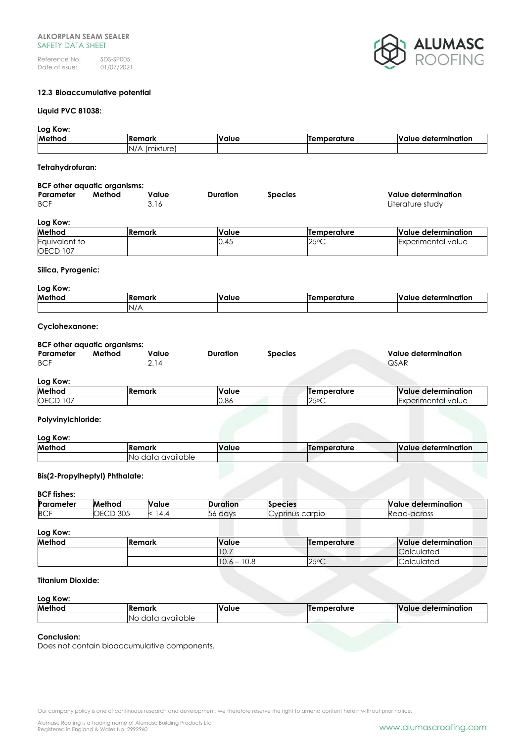### 12.3 Bioaccumulative potential

**Liquid PVC 81038:**

**Log Kow:**

| Method | Remark | Value | Temperature | Value determination |
|---|---|---|---|---|
| | N/A (mixture) | | | |

**Tetrahydrofuran:**

**BCF other aquatic organisms:**

| Parameter | Method | Value | Duration | Species | Value determination |
|---|---|---|---|---|---|
| BCF | | 3.16 | | | Literature study |

**Log Kow:**

| Method | Remark | Value | Temperature | Value determination |
|---|---|---|---|---|
| Equivalent to OECD 107 | | 0.45 | 25°C | Experimental value |

**Silica, Pyrogenic:**

**Log Kow:**

| Method | Remark | Value | Temperature | Value determination |
|---|---|---|---|---|
| | N/A | | | |

**Cyclohexanone:**

**BCF other aquatic organisms:**

| Parameter | Method | Value | Duration | Species | Value determination |
|---|---|---|---|---|---|
| BCF | | 2.14 | | | QSAR |

**Log Kow:**

| Method | Remark | Value | Temperature | Value determination |
|---|---|---|---|---|
| OECD 107 | | 0.86 | 25°C | Experimental value |

**Polyvinylchloride:**

**Log Kow:**

| Method | Remark | Value | Temperature | Value determination |
|---|---|---|---|---|
| | No data available | | | |

**Bis(2-Propylheptyl) Phthalate:**

**BCF fishes:**

| Parameter | Method | Value | Duration | Species | Value determination |
|---|---|---|---|---|---|
| BCF | OECD 305 | < 14.4 | 56 days | Cyprinus carpio | Read-across |

**Log Kow:**

| Method | Remark | Value | Temperature | Value determination |
|---|---|---|---|---|
| | | 10.7 | | Calculated |
| | | 10.6 – 10.8 | 25°C | Calculated |

**Titanium Dioxide:**

**Log Kow:**

| Method | Remark | Value | Temperature | Value determination |
|---|---|---|---|---|
| | No data available | | | |

**Conclusion:**

Does not contain bioaccumulative components.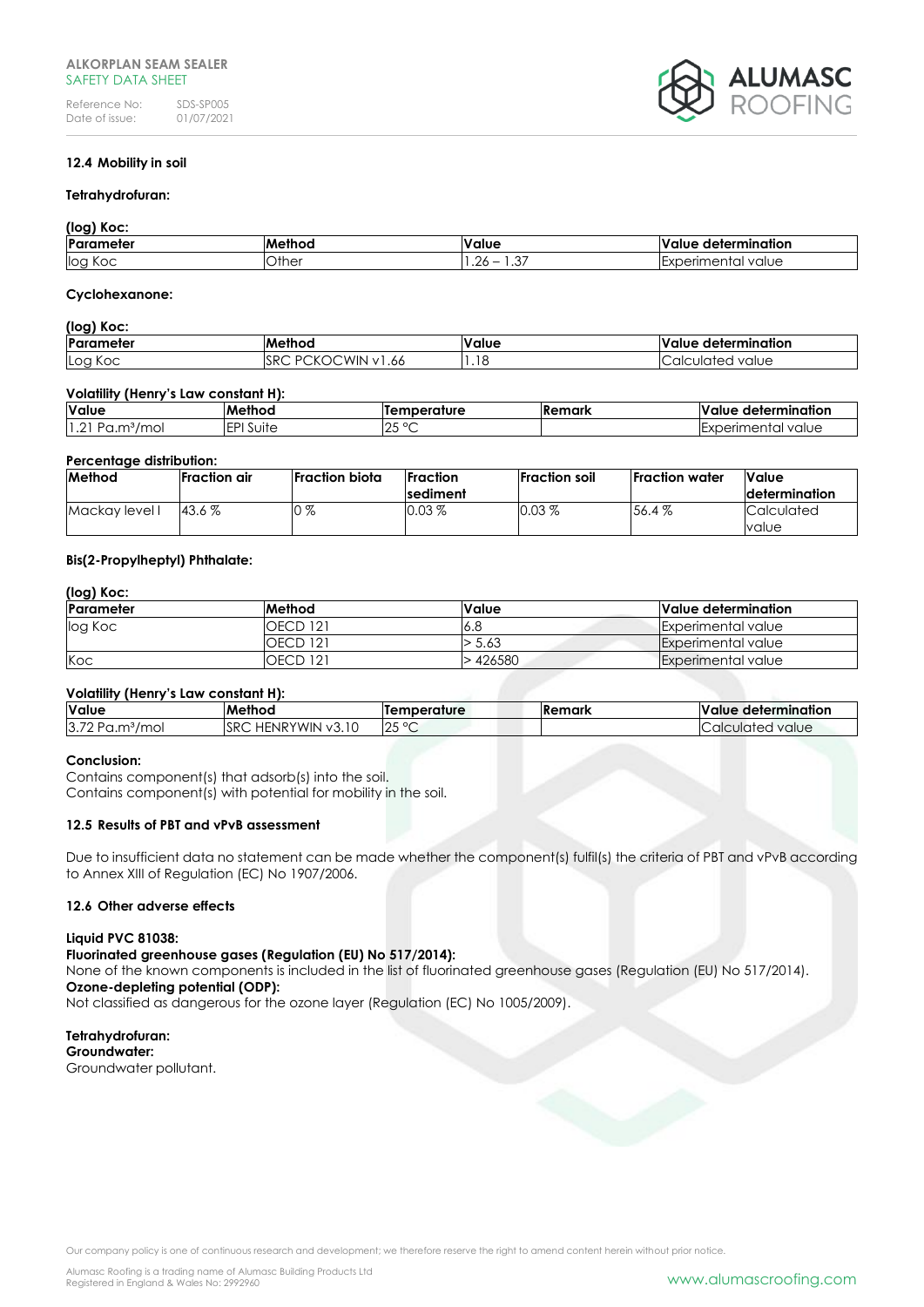### 12.4 Mobility in soil

**Tetrahydrofuran:**

**(log) Koc:**

| Parameter | Method | Value | Value determination |
|---|---|---|---|
| log Koc | Other | 1.26 – 1.37 | Experimental value |

**Cyclohexanone:**

**(log) Koc:**

| Parameter | Method | Value | Value determination |
|---|---|---|---|
| Log Koc | SRC PCKOCWIN v1.66 | 1.18 | Calculated value |

**Volatility (Henry's Law constant H):**

| Value | Method | Temperature | Remark | Value determination |
|---|---|---|---|---|
| 1.21 Pa.m³/mol | EPI Suite | 25 °C | | Experimental value |

**Percentage distribution:**

| Method | Fraction air | Fraction biota | Fraction sediment | Fraction soil | Fraction water | Value determination |
|---|---|---|---|---|---|---|
| Mackay level I | 43.6 % | 0 % | 0.03 % | 0.03 % | 56.4 % | Calculated value |

**Bis(2-Propylheptyl) Phthalate:**

**(log) Koc:**

| Parameter | Method | Value | Value determination |
|---|---|---|---|
| log Koc | OECD 121 | 6.8 | Experimental value |
| | OECD 121 | > 5.63 | Experimental value |
| Koc | OECD 121 | > 426580 | Experimental value |

**Volatility (Henry's Law constant H):**

| Value | Method | Temperature | Remark | Value determination |
|---|---|---|---|---|
| 3.72 Pa.m³/mol | SRC HENRYWIN v3.10 | 25 °C | | Calculated value |

**Conclusion:**

Contains component(s) that adsorb(s) into the soil.
Contains component(s) with potential for mobility in the soil.

### 12.5 Results of PBT and vPvB assessment

Due to insufficient data no statement can be made whether the component(s) fulfil(s) the criteria of PBT and vPvB according to Annex XIII of Regulation (EC) No 1907/2006.

### 12.6 Other adverse effects

**Liquid PVC 81038:**
**Fluorinated greenhouse gases (Regulation (EU) No 517/2014):**
None of the known components is included in the list of fluorinated greenhouse gases (Regulation (EU) No 517/2014).
**Ozone-depleting potential (ODP):**
Not classified as dangerous for the ozone layer (Regulation (EC) No 1005/2009).

**Tetrahydrofuran:**
**Groundwater:**
Groundwater pollutant.

Our company policy is one of continuous research and development; we therefore reserve the right to amend content herein without prior notice.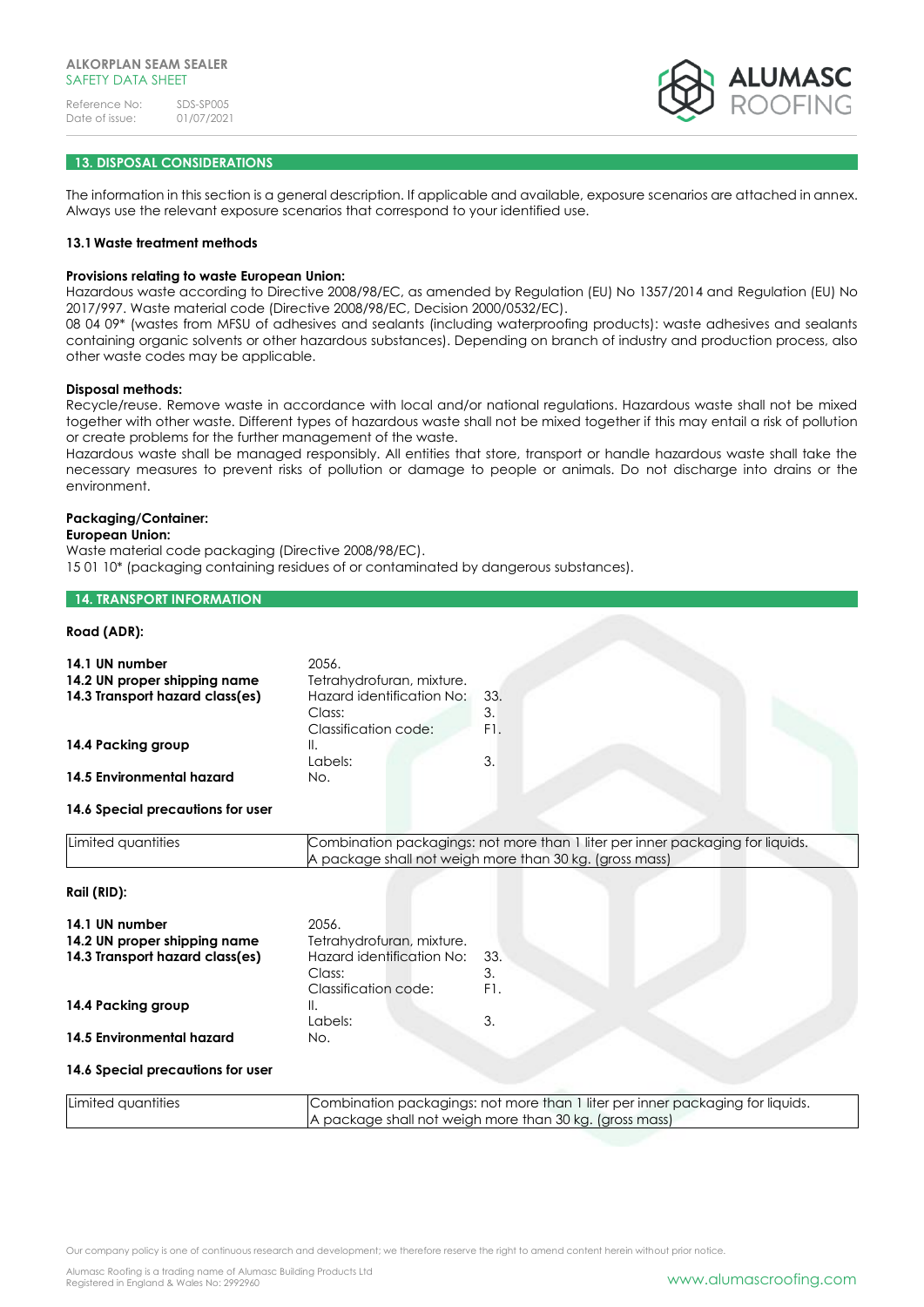## 13. DISPOSAL CONSIDERATIONS

The information in this section is a general description. If applicable and available, exposure scenarios are attached in annex. Always use the relevant exposure scenarios that correspond to your identified use.

### 13.1 Waste treatment methods

**Provisions relating to waste European Union:**
Hazardous waste according to Directive 2008/98/EC, as amended by Regulation (EU) No 1357/2014 and Regulation (EU) No 2017/997. Waste material code (Directive 2008/98/EC, Decision 2000/0532/EC).
08 04 09* (wastes from MFSU of adhesives and sealants (including waterproofing products): waste adhesives and sealants containing organic solvents or other hazardous substances). Depending on branch of industry and production process, also other waste codes may be applicable.

**Disposal methods:**
Recycle/reuse. Remove waste in accordance with local and/or national regulations. Hazardous waste shall not be mixed together with other waste. Different types of hazardous waste shall not be mixed together if this may entail a risk of pollution or create problems for the further management of the waste.
Hazardous waste shall be managed responsibly. All entities that store, transport or handle hazardous waste shall take the necessary measures to prevent risks of pollution or damage to people or animals. Do not discharge into drains or the environment.

**Packaging/Container:**
**European Union:**
Waste material code packaging (Directive 2008/98/EC).
15 01 10* (packaging containing residues of or contaminated by dangerous substances).

## 14. TRANSPORT INFORMATION

**Road (ADR):**

| | | |
|---|---|---|
| **14.1 UN number** | 2056. | |
| **14.2 UN proper shipping name** | Tetrahydrofuran, mixture. | |
| **14.3 Transport hazard class(es)** | Hazard identification No: | 33. |
| | Class: | 3. |
| | Classification code: | F1. |
| **14.4 Packing group** | II. | |
| | Labels: | 3. |
| **14.5 Environmental hazard** | No. | |

**14.6 Special precautions for user**

| | |
|---|---|
| Limited quantities | Combination packagings: not more than 1 liter per inner packaging for liquids.<br>A package shall not weigh more than 30 kg. (gross mass) |

**Rail (RID):**

| | | |
|---|---|---|
| **14.1 UN number** | 2056. | |
| **14.2 UN proper shipping name** | Tetrahydrofuran, mixture. | |
| **14.3 Transport hazard class(es)** | Hazard identification No: | 33. |
| | Class: | 3. |
| | Classification code: | F1. |
| **14.4 Packing group** | II. | |
| | Labels: | 3. |
| **14.5 Environmental hazard** | No. | |

**14.6 Special precautions for user**

| | |
|---|---|
| Limited quantities | Combination packagings: not more than 1 liter per inner packaging for liquids.<br>A package shall not weigh more than 30 kg. (gross mass) |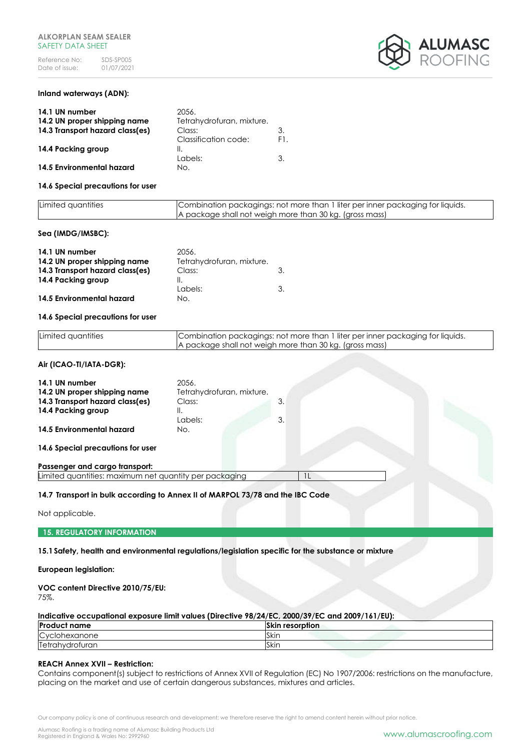**Inland waterways (ADN):**

| | | |
|---|---|---|
| **14.1 UN number** | 2056. | |
| **14.2 UN proper shipping name** | Tetrahydrofuran, mixture. | |
| **14.3 Transport hazard class(es)** | Class: | 3. |
| | Classification code: | F1. |
| **14.4 Packing group** | II. | |
| | Labels: | 3. |
| **14.5 Environmental hazard** | No. | |

**14.6 Special precautions for user**

| | |
|---|---|
| Limited quantities | Combination packagings: not more than 1 liter per inner packaging for liquids. A package shall not weigh more than 30 kg. (gross mass) |

**Sea (IMDG/IMSBC):**

| | | |
|---|---|---|
| **14.1 UN number** | 2056. | |
| **14.2 UN proper shipping name** | Tetrahydrofuran, mixture. | |
| **14.3 Transport hazard class(es)** | Class: | 3. |
| **14.4 Packing group** | II. | |
| | Labels: | 3. |
| **14.5 Environmental hazard** | No. | |

**14.6 Special precautions for user**

| | |
|---|---|
| Limited quantities | Combination packagings: not more than 1 liter per inner packaging for liquids. A package shall not weigh more than 30 kg. (gross mass) |

**Air (ICAO-TI/IATA-DGR):**

| | | |
|---|---|---|
| **14.1 UN number** | 2056. | |
| **14.2 UN proper shipping name** | Tetrahydrofuran, mixture. | |
| **14.3 Transport hazard class(es)** | Class: | 3. |
| **14.4 Packing group** | II. | |
| | Labels: | 3. |
| **14.5 Environmental hazard** | No. | |

**14.6 Special precautions for user**

**Passenger and cargo transport:**

| | |
|---|---|
| Limited quantities: maximum net quantity per packaging | 1L |

**14.7 Transport in bulk according to Annex II of MARPOL 73/78 and the IBC Code**

Not applicable.

## 15. REGULATORY INFORMATION

**15.1 Safety, health and environmental regulations/legislation specific for the substance or mixture**

**European legislation:**

**VOC content Directive 2010/75/EU:**
75%.

**Indicative occupational exposure limit values (Directive 98/24/EC, 2000/39/EC and 2009/161/EU):**

| Product name | Skin resorption |
|---|---|
| Cyclohexanone | Skin |
| Tetrahydrofuran | Skin |

**REACH Annex XVII – Restriction:**
Contains component(s) subject to restrictions of Annex XVII of Regulation (EC) No 1907/2006: restrictions on the manufacture, placing on the market and use of certain dangerous substances, mixtures and articles.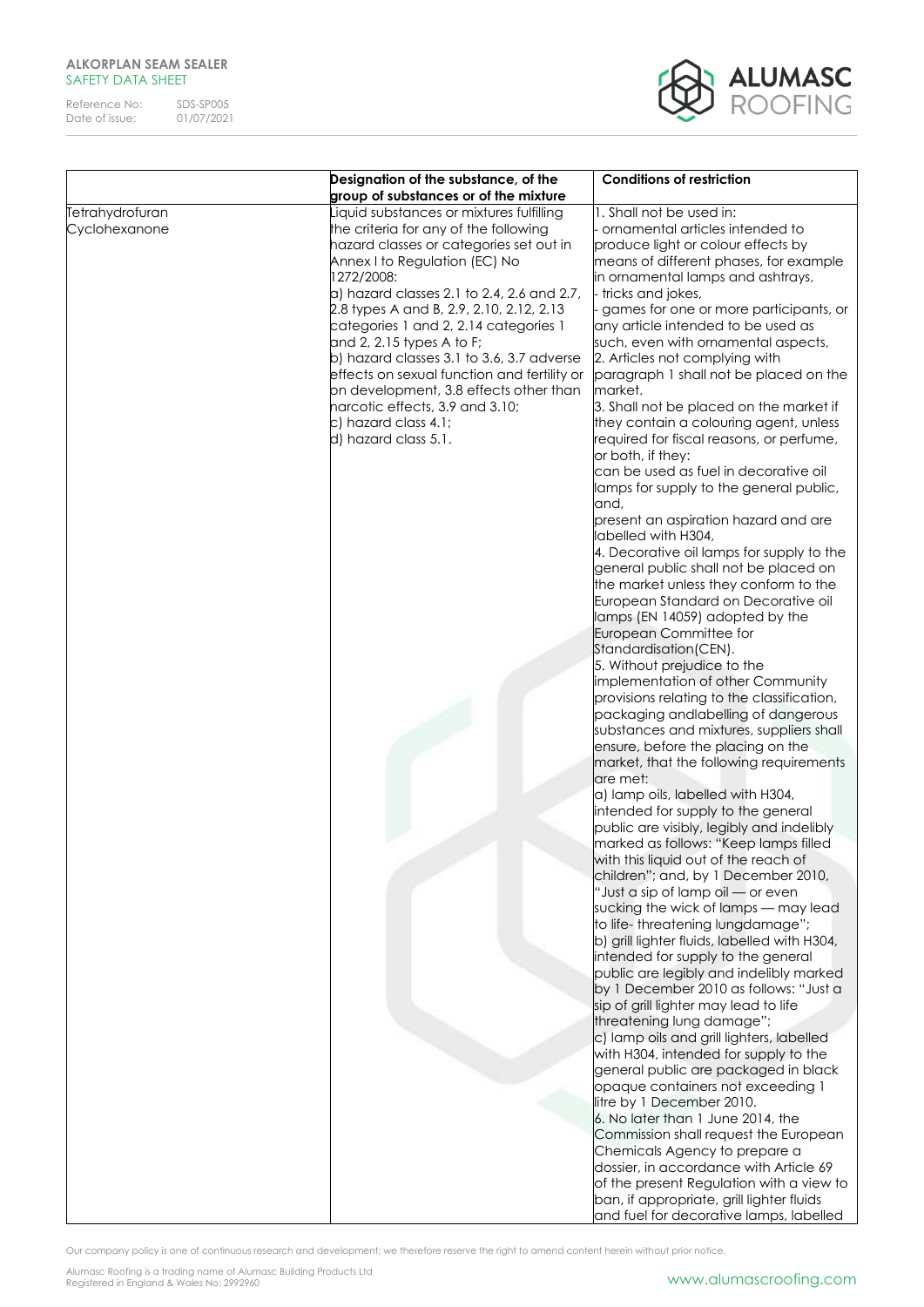| | Designation of the substance, of the group of substances or of the mixture | Conditions of restriction |
|---|---|---|
| Tetrahydrofuran<br>Cyclohexanone | Liquid substances or mixtures fulfilling the criteria for any of the following hazard classes or categories set out in Annex I to Regulation (EC) No 1272/2008:<br>a) hazard classes 2.1 to 2.4, 2.6 and 2.7, 2.8 types A and B, 2.9, 2.10, 2.12, 2.13 categories 1 and 2, 2.14 categories 1 and 2, 2.15 types A to F;<br>b) hazard classes 3.1 to 3.6, 3.7 adverse effects on sexual function and fertility or on development, 3.8 effects other than narcotic effects, 3.9 and 3.10;<br>c) hazard class 4.1;<br>d) hazard class 5.1. | 1. Shall not be used in:<br>- ornamental articles intended to produce light or colour effects by means of different phases, for example in ornamental lamps and ashtrays,<br>- tricks and jokes,<br>- games for one or more participants, or any article intended to be used as such, even with ornamental aspects,<br>2. Articles not complying with paragraph 1 shall not be placed on the market.<br>3. Shall not be placed on the market if they contain a colouring agent, unless required for fiscal reasons, or perfume, or both, if they:<br>can be used as fuel in decorative oil lamps for supply to the general public, and,<br>present an aspiration hazard and are labelled with H304,<br>4. Decorative oil lamps for supply to the general public shall not be placed on the market unless they conform to the European Standard on Decorative oil lamps (EN 14059) adopted by the European Committee for Standardisation(CEN).<br>5. Without prejudice to the implementation of other Community provisions relating to the classification, packaging andlabelling of dangerous substances and mixtures, suppliers shall ensure, before the placing on the market, that the following requirements are met:<br>a) lamp oils, labelled with H304, intended for supply to the general public are visibly, legibly and indelibly marked as follows: "Keep lamps filled with this liquid out of the reach of children"; and, by 1 December 2010, "Just a sip of lamp oil — or even sucking the wick of lamps — may lead to life- threatening lungdamage";<br>b) grill lighter fluids, labelled with H304, intended for supply to the general public are legibly and indelibly marked by 1 December 2010 as follows: "Just a sip of grill lighter may lead to life threatening lung damage";<br>c) lamp oils and grill lighters, labelled with H304, intended for supply to the general public are packaged in black opaque containers not exceeding 1 litre by 1 December 2010.<br>6. No later than 1 June 2014, the Commission shall request the European Chemicals Agency to prepare a dossier, in accordance with Article 69 of the present Regulation with a view to ban, if appropriate, grill lighter fluids and fuel for decorative lamps, labelled |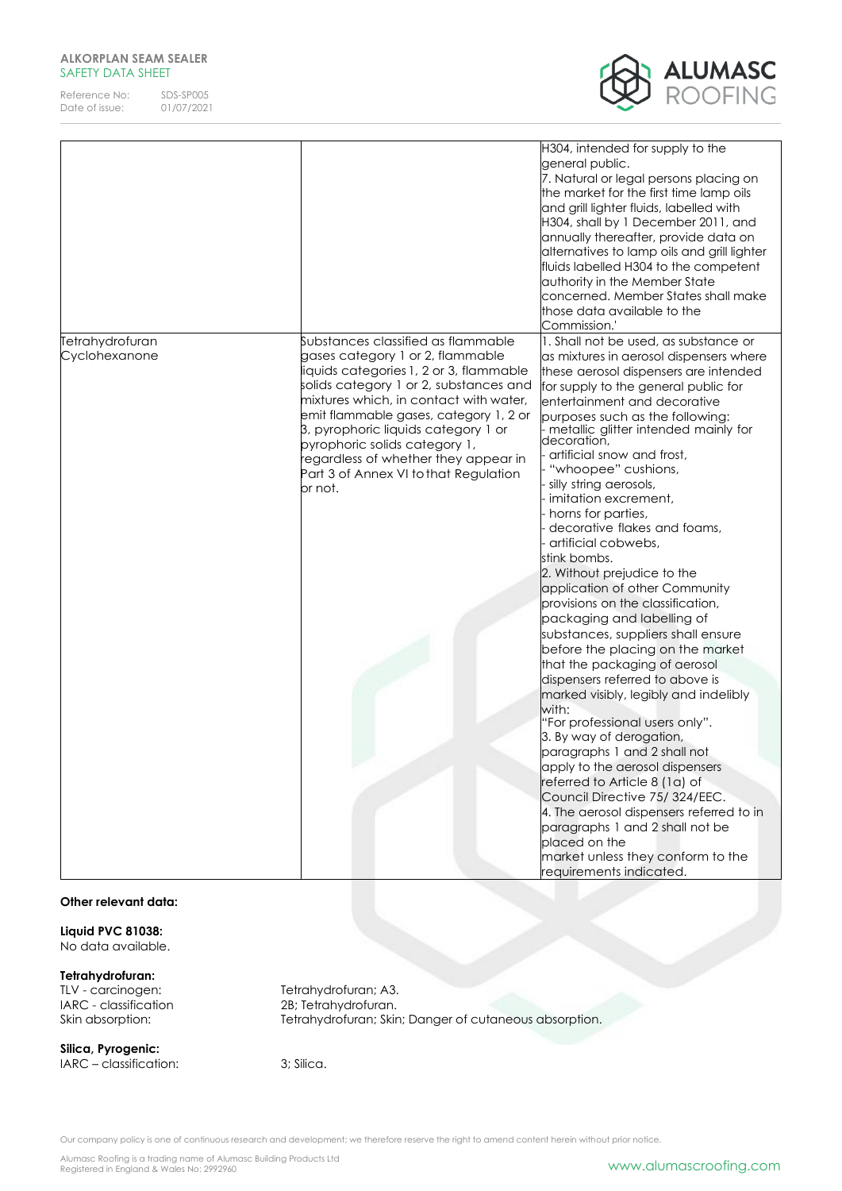| | | H304, intended for supply to the general public.<br>7. Natural or legal persons placing on the market for the first time lamp oils and grill lighter fluids, labelled with H304, shall by 1 December 2011, and annually thereafter, provide data on alternatives to lamp oils and grill lighter fluids labelled H304 to the competent authority in the Member State concerned. Member States shall make those data available to the Commission.' |
|---|---|---|
| Tetrahydrofuran<br>Cyclohexanone | Substances classified as flammable gases category 1 or 2, flammable liquids categories 1, 2 or 3, flammable solids category 1 or 2, substances and mixtures which, in contact with water, emit flammable gases, category 1, 2 or 3, pyrophoric liquids category 1 or pyrophoric solids category 1, regardless of whether they appear in Part 3 of Annex VI to that Regulation or not. | 1. Shall not be used, as substance or as mixtures in aerosol dispensers where these aerosol dispensers are intended for supply to the general public for entertainment and decorative purposes such as the following:<br>- metallic glitter intended mainly for decoration,<br>- artificial snow and frost,<br>- "whoopee" cushions,<br>- silly string aerosols,<br>- imitation excrement,<br>- horns for parties,<br>- decorative flakes and foams,<br>- artificial cobwebs,<br>stink bombs.<br>2. Without prejudice to the application of other Community provisions on the classification, packaging and labelling of substances, suppliers shall ensure before the placing on the market that the packaging of aerosol dispensers referred to above is marked visibly, legibly and indelibly with:<br>"For professional users only".<br>3. By way of derogation, paragraphs 1 and 2 shall not apply to the aerosol dispensers referred to Article 8 (1a) of Council Directive 75/ 324/EEC.<br>4. The aerosol dispensers referred to in paragraphs 1 and 2 shall not be placed on the market unless they conform to the requirements indicated. |

**Other relevant data:**

**Liquid PVC 81038:**
No data available.

**Tetrahydrofuran:**

TLV - carcinogen: Tetrahydrofuran; A3.
IARC - classification: 2B; Tetrahydrofuran.
Skin absorption: Tetrahydrofuran; Skin; Danger of cutaneous absorption.

**Silica, Pyrogenic:**

IARC – classification: 3; Silica.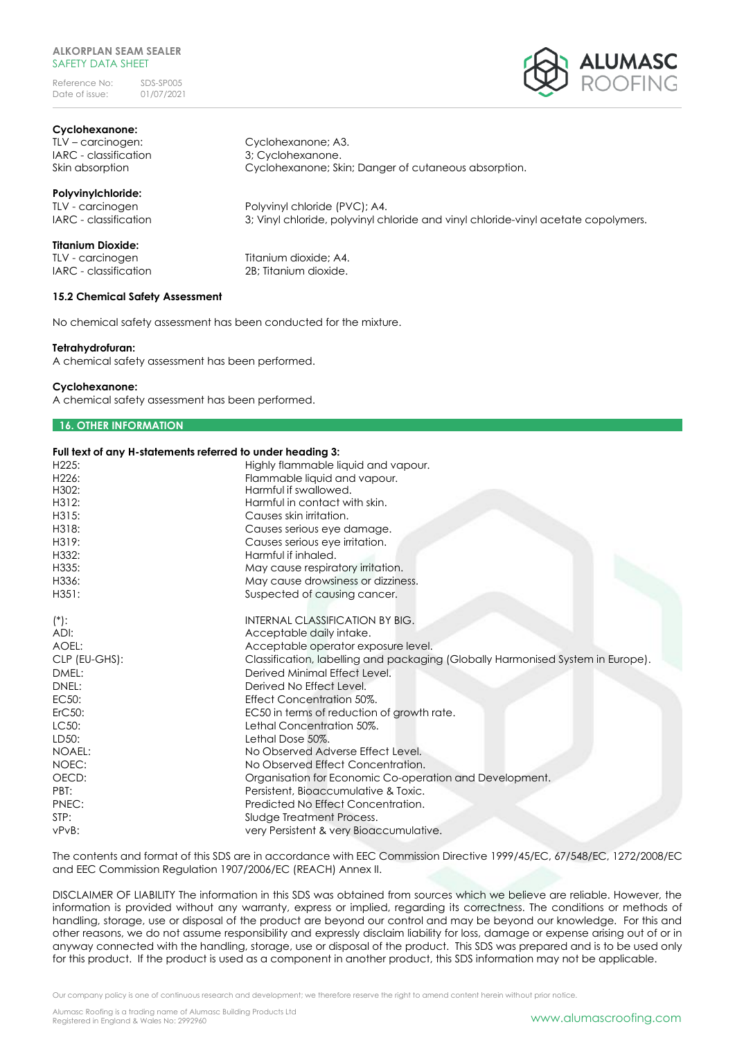**Cyclohexanone:**

| | |
|---|---|
| TLV – carcinogen: | Cyclohexanone; A3. |
| IARC - classification | 3; Cyclohexanone. |
| Skin absorption | Cyclohexanone; Skin; Danger of cutaneous absorption. |

**Polyvinylchloride:**

| | |
|---|---|
| TLV - carcinogen | Polyvinyl chloride (PVC); A4. |
| IARC - classification | 3; Vinyl chloride, polyvinyl chloride and vinyl chloride-vinyl acetate copolymers. |

**Titanium Dioxide:**

| | |
|---|---|
| TLV - carcinogen | Titanium dioxide; A4. |
| IARC - classification | 2B; Titanium dioxide. |

### 15.2 Chemical Safety Assessment

No chemical safety assessment has been conducted for the mixture.

**Tetrahydrofuran:**
A chemical safety assessment has been performed.

**Cyclohexanone:**
A chemical safety assessment has been performed.

## 16. OTHER INFORMATION

**Full text of any H-statements referred to under heading 3:**

| | |
|---|---|
| H225: | Highly flammable liquid and vapour. |
| H226: | Flammable liquid and vapour. |
| H302: | Harmful if swallowed. |
| H312: | Harmful in contact with skin. |
| H315: | Causes skin irritation. |
| H318: | Causes serious eye damage. |
| H319: | Causes serious eye irritation. |
| H332: | Harmful if inhaled. |
| H335: | May cause respiratory irritation. |
| H336: | May cause drowsiness or dizziness. |
| H351: | Suspected of causing cancer. |

| | |
|---|---|
| (*): | INTERNAL CLASSIFICATION BY BIG. |
| ADI: | Acceptable daily intake. |
| AOEL: | Acceptable operator exposure level. |
| CLP (EU-GHS): | Classification, labelling and packaging (Globally Harmonised System in Europe). |
| DMEL: | Derived Minimal Effect Level. |
| DNEL: | Derived No Effect Level. |
| EC50: | Effect Concentration 50%. |
| ErC50: | EC50 in terms of reduction of growth rate. |
| LC50: | Lethal Concentration 50%. |
| LD50: | Lethal Dose 50%. |
| NOAEL: | No Observed Adverse Effect Level. |
| NOEC: | No Observed Effect Concentration. |
| OECD: | Organisation for Economic Co-operation and Development. |
| PBT: | Persistent, Bioaccumulative & Toxic. |
| PNEC: | Predicted No Effect Concentration. |
| STP: | Sludge Treatment Process. |
| vPvB: | very Persistent & very Bioaccumulative. |

The contents and format of this SDS are in accordance with EEC Commission Directive 1999/45/EC, 67/548/EC, 1272/2008/EC and EEC Commission Regulation 1907/2006/EC (REACH) Annex II.

DISCLAIMER OF LIABILITY The information in this SDS was obtained from sources which we believe are reliable. However, the information is provided without any warranty, express or implied, regarding its correctness. The conditions or methods of handling, storage, use or disposal of the product are beyond our control and may be beyond our knowledge. For this and other reasons, we do not assume responsibility and expressly disclaim liability for loss, damage or expense arising out of or in anyway connected with the handling, storage, use or disposal of the product. This SDS was prepared and is to be used only for this product. If the product is used as a component in another product, this SDS information may not be applicable.

Our company policy is one of continuous research and development; we therefore reserve the right to amend content herein without prior notice.

Alumasc Roofing is a trading name of Alumasc Building Products Ltd
Registered in England & Wales No: 2992960

www.alumascroofing.com